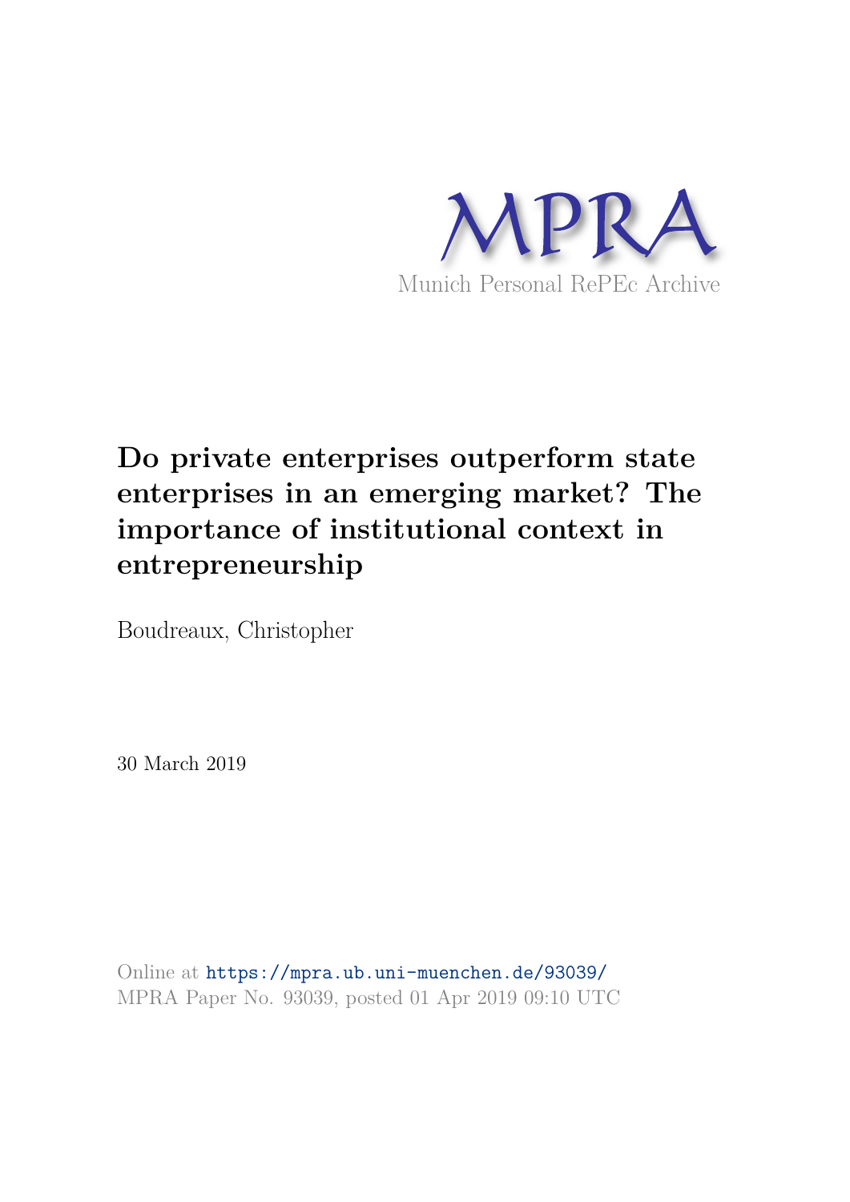MPRA

Munich Personal RePEc Archive

# Do private enterprises outperform state enterprises in an emerging market? The importance of institutional context in entrepreneurship

Boudreaux, Christopher

30 March 2019

Online at https://mpra.ub.uni-muenchen.de/93039/
MPRA Paper No. 93039, posted 01 Apr 2019 09:10 UTC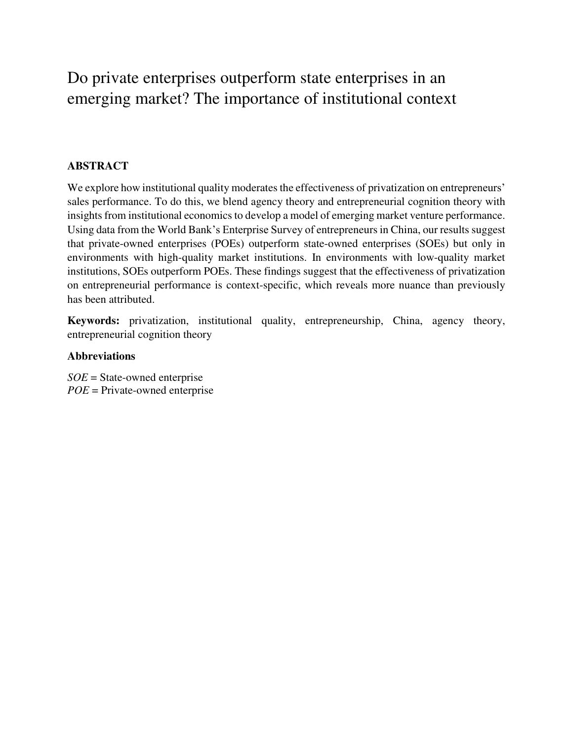# Do private enterprises outperform state enterprises in an emerging market? The importance of institutional context

## ABSTRACT

We explore how institutional quality moderates the effectiveness of privatization on entrepreneurs' sales performance. To do this, we blend agency theory and entrepreneurial cognition theory with insights from institutional economics to develop a model of emerging market venture performance. Using data from the World Bank's Enterprise Survey of entrepreneurs in China, our results suggest that private-owned enterprises (POEs) outperform state-owned enterprises (SOEs) but only in environments with high-quality market institutions. In environments with low-quality market institutions, SOEs outperform POEs. These findings suggest that the effectiveness of privatization on entrepreneurial performance is context-specific, which reveals more nuance than previously has been attributed.

**Keywords:** privatization, institutional quality, entrepreneurship, China, agency theory, entrepreneurial cognition theory

### Abbreviations

*SOE* = State-owned enterprise
*POE* = Private-owned enterprise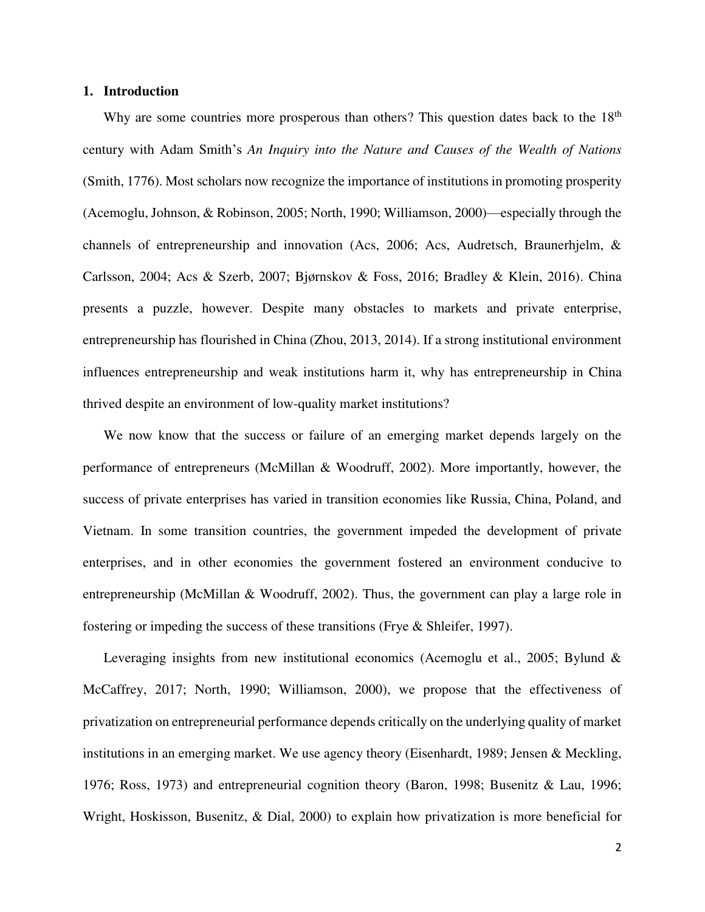## 1. Introduction

Why are some countries more prosperous than others? This question dates back to the 18th century with Adam Smith's *An Inquiry into the Nature and Causes of the Wealth of Nations* (Smith, 1776). Most scholars now recognize the importance of institutions in promoting prosperity (Acemoglu, Johnson, & Robinson, 2005; North, 1990; Williamson, 2000)—especially through the channels of entrepreneurship and innovation (Acs, 2006; Acs, Audretsch, Braunerhjelm, & Carlsson, 2004; Acs & Szerb, 2007; Bjørnskov & Foss, 2016; Bradley & Klein, 2016). China presents a puzzle, however. Despite many obstacles to markets and private enterprise, entrepreneurship has flourished in China (Zhou, 2013, 2014). If a strong institutional environment influences entrepreneurship and weak institutions harm it, why has entrepreneurship in China thrived despite an environment of low-quality market institutions?

We now know that the success or failure of an emerging market depends largely on the performance of entrepreneurs (McMillan & Woodruff, 2002). More importantly, however, the success of private enterprises has varied in transition economies like Russia, China, Poland, and Vietnam. In some transition countries, the government impeded the development of private enterprises, and in other economies the government fostered an environment conducive to entrepreneurship (McMillan & Woodruff, 2002). Thus, the government can play a large role in fostering or impeding the success of these transitions (Frye & Shleifer, 1997).

Leveraging insights from new institutional economics (Acemoglu et al., 2005; Bylund & McCaffrey, 2017; North, 1990; Williamson, 2000), we propose that the effectiveness of privatization on entrepreneurial performance depends critically on the underlying quality of market institutions in an emerging market. We use agency theory (Eisenhardt, 1989; Jensen & Meckling, 1976; Ross, 1973) and entrepreneurial cognition theory (Baron, 1998; Busenitz & Lau, 1996; Wright, Hoskisson, Busenitz, & Dial, 2000) to explain how privatization is more beneficial for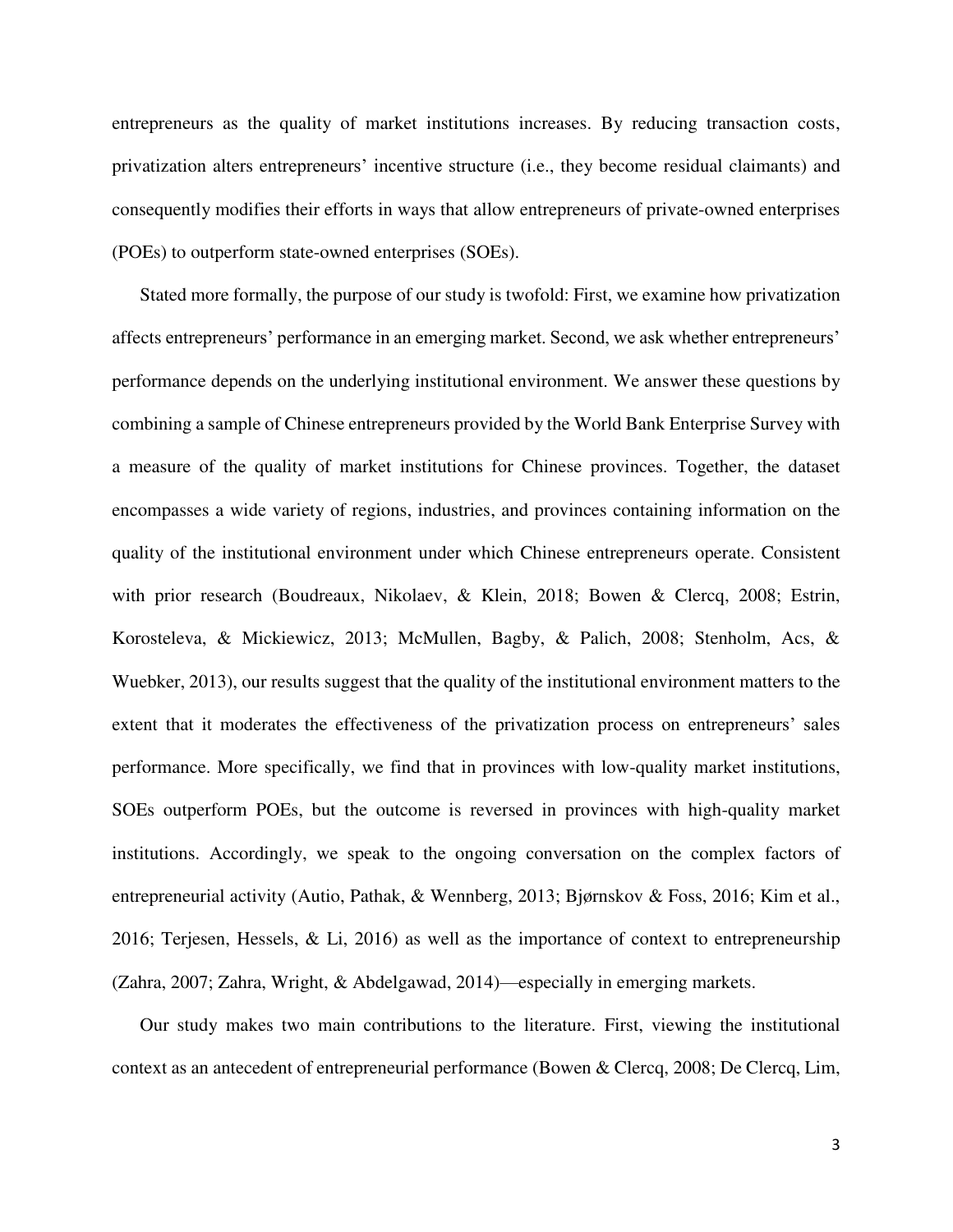entrepreneurs as the quality of market institutions increases. By reducing transaction costs, privatization alters entrepreneurs' incentive structure (i.e., they become residual claimants) and consequently modifies their efforts in ways that allow entrepreneurs of private-owned enterprises (POEs) to outperform state-owned enterprises (SOEs).

Stated more formally, the purpose of our study is twofold: First, we examine how privatization affects entrepreneurs' performance in an emerging market. Second, we ask whether entrepreneurs' performance depends on the underlying institutional environment. We answer these questions by combining a sample of Chinese entrepreneurs provided by the World Bank Enterprise Survey with a measure of the quality of market institutions for Chinese provinces. Together, the dataset encompasses a wide variety of regions, industries, and provinces containing information on the quality of the institutional environment under which Chinese entrepreneurs operate. Consistent with prior research (Boudreaux, Nikolaev, & Klein, 2018; Bowen & Clercq, 2008; Estrin, Korosteleva, & Mickiewicz, 2013; McMullen, Bagby, & Palich, 2008; Stenholm, Acs, & Wuebker, 2013), our results suggest that the quality of the institutional environment matters to the extent that it moderates the effectiveness of the privatization process on entrepreneurs' sales performance. More specifically, we find that in provinces with low-quality market institutions, SOEs outperform POEs, but the outcome is reversed in provinces with high-quality market institutions. Accordingly, we speak to the ongoing conversation on the complex factors of entrepreneurial activity (Autio, Pathak, & Wennberg, 2013; Bjørnskov & Foss, 2016; Kim et al., 2016; Terjesen, Hessels, & Li, 2016) as well as the importance of context to entrepreneurship (Zahra, 2007; Zahra, Wright, & Abdelgawad, 2014)—especially in emerging markets.

Our study makes two main contributions to the literature. First, viewing the institutional context as an antecedent of entrepreneurial performance (Bowen & Clercq, 2008; De Clercq, Lim,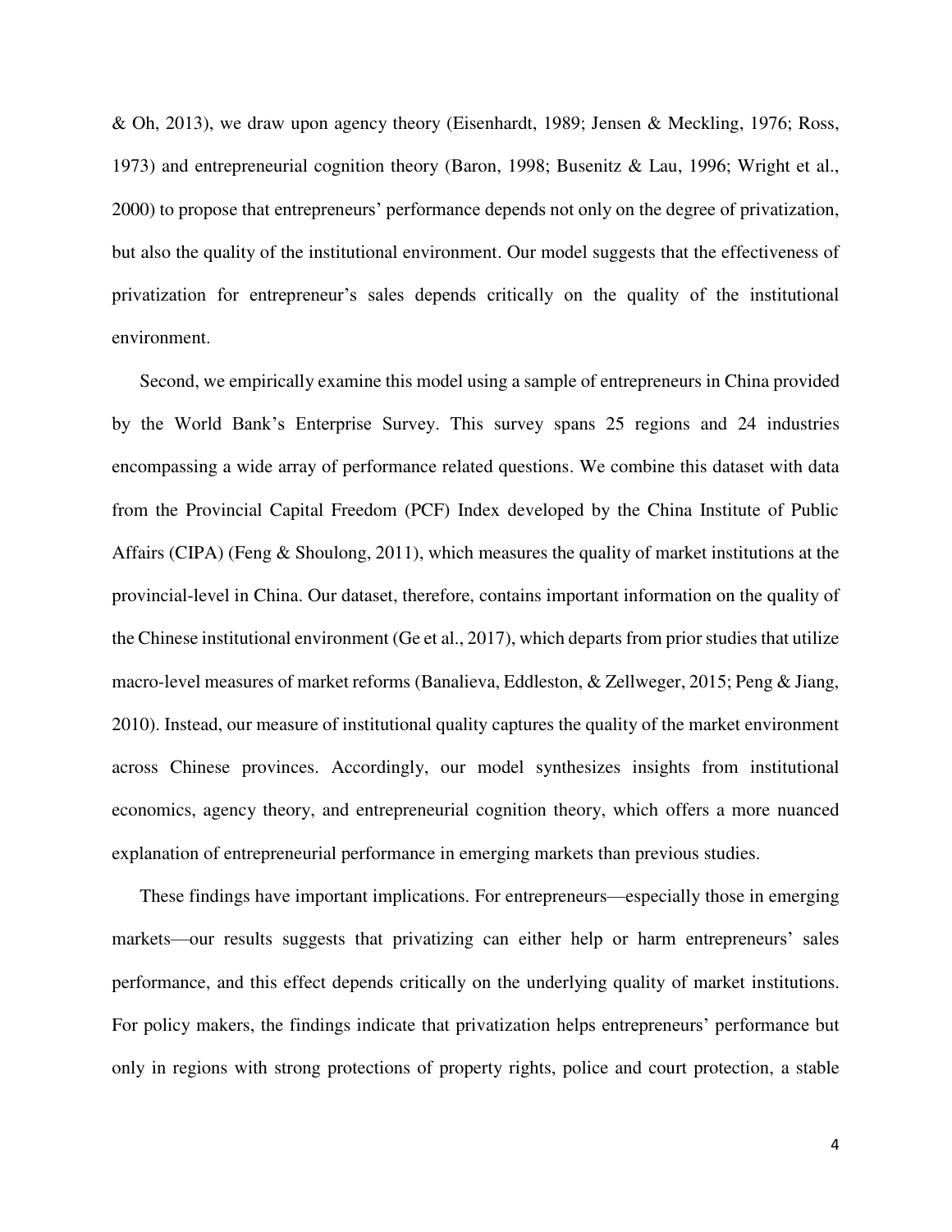& Oh, 2013), we draw upon agency theory (Eisenhardt, 1989; Jensen & Meckling, 1976; Ross, 1973) and entrepreneurial cognition theory (Baron, 1998; Busenitz & Lau, 1996; Wright et al., 2000) to propose that entrepreneurs' performance depends not only on the degree of privatization, but also the quality of the institutional environment. Our model suggests that the effectiveness of privatization for entrepreneur's sales depends critically on the quality of the institutional environment.

Second, we empirically examine this model using a sample of entrepreneurs in China provided by the World Bank's Enterprise Survey. This survey spans 25 regions and 24 industries encompassing a wide array of performance related questions. We combine this dataset with data from the Provincial Capital Freedom (PCF) Index developed by the China Institute of Public Affairs (CIPA) (Feng & Shoulong, 2011), which measures the quality of market institutions at the provincial-level in China. Our dataset, therefore, contains important information on the quality of the Chinese institutional environment (Ge et al., 2017), which departs from prior studies that utilize macro-level measures of market reforms (Banalieva, Eddleston, & Zellweger, 2015; Peng & Jiang, 2010). Instead, our measure of institutional quality captures the quality of the market environment across Chinese provinces. Accordingly, our model synthesizes insights from institutional economics, agency theory, and entrepreneurial cognition theory, which offers a more nuanced explanation of entrepreneurial performance in emerging markets than previous studies.

These findings have important implications. For entrepreneurs—especially those in emerging markets—our results suggests that privatizing can either help or harm entrepreneurs' sales performance, and this effect depends critically on the underlying quality of market institutions. For policy makers, the findings indicate that privatization helps entrepreneurs' performance but only in regions with strong protections of property rights, police and court protection, a stable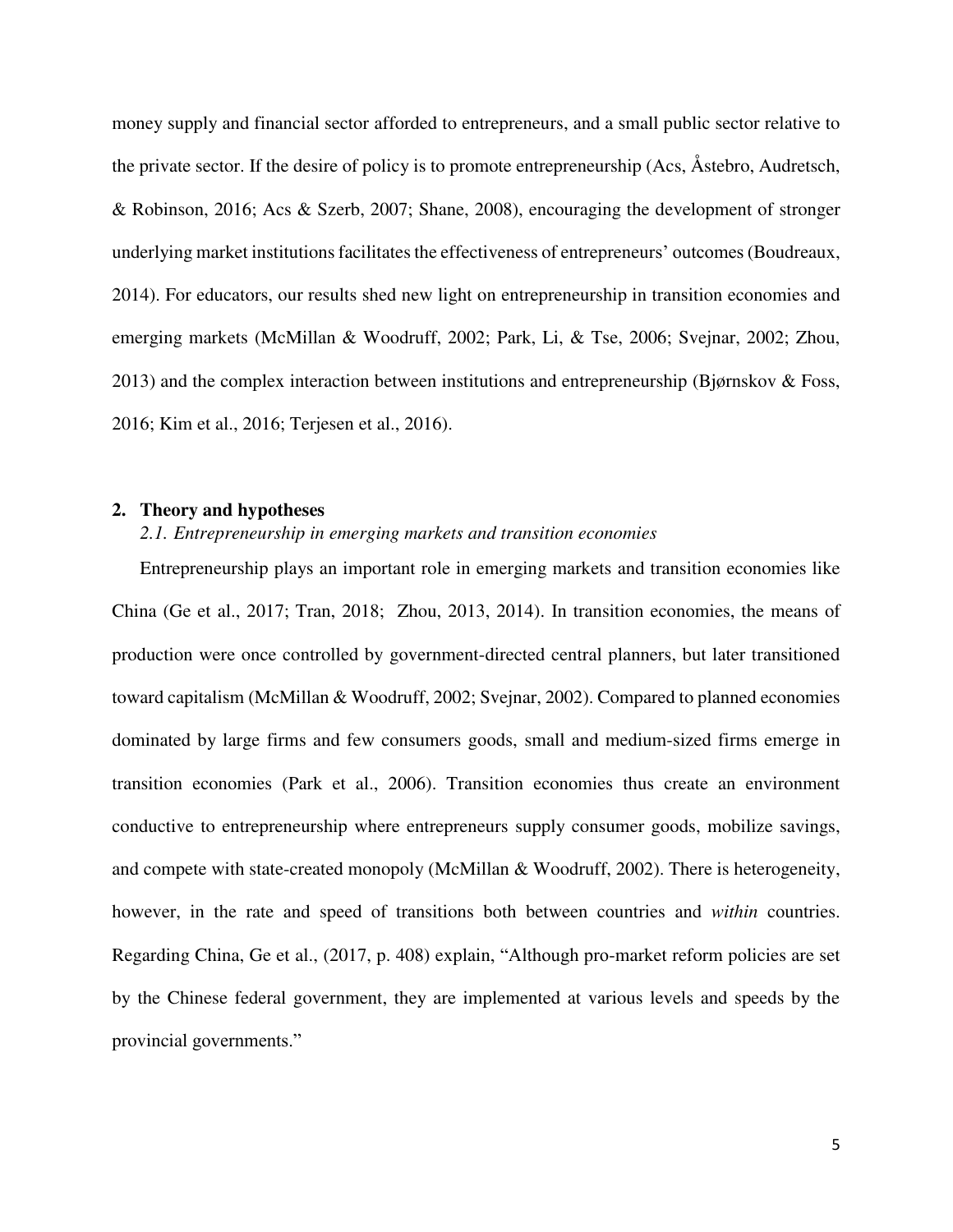money supply and financial sector afforded to entrepreneurs, and a small public sector relative to the private sector. If the desire of policy is to promote entrepreneurship (Acs, Åstebro, Audretsch, & Robinson, 2016; Acs & Szerb, 2007; Shane, 2008), encouraging the development of stronger underlying market institutions facilitates the effectiveness of entrepreneurs' outcomes (Boudreaux, 2014). For educators, our results shed new light on entrepreneurship in transition economies and emerging markets (McMillan & Woodruff, 2002; Park, Li, & Tse, 2006; Svejnar, 2002; Zhou, 2013) and the complex interaction between institutions and entrepreneurship (Bjørnskov & Foss, 2016; Kim et al., 2016; Terjesen et al., 2016).

## 2. Theory and hypotheses

### *2.1. Entrepreneurship in emerging markets and transition economies*

Entrepreneurship plays an important role in emerging markets and transition economies like China (Ge et al., 2017; Tran, 2018; Zhou, 2013, 2014). In transition economies, the means of production were once controlled by government-directed central planners, but later transitioned toward capitalism (McMillan & Woodruff, 2002; Svejnar, 2002). Compared to planned economies dominated by large firms and few consumers goods, small and medium-sized firms emerge in transition economies (Park et al., 2006). Transition economies thus create an environment conductive to entrepreneurship where entrepreneurs supply consumer goods, mobilize savings, and compete with state-created monopoly (McMillan & Woodruff, 2002). There is heterogeneity, however, in the rate and speed of transitions both between countries and *within* countries. Regarding China, Ge et al., (2017, p. 408) explain, "Although pro-market reform policies are set by the Chinese federal government, they are implemented at various levels and speeds by the provincial governments."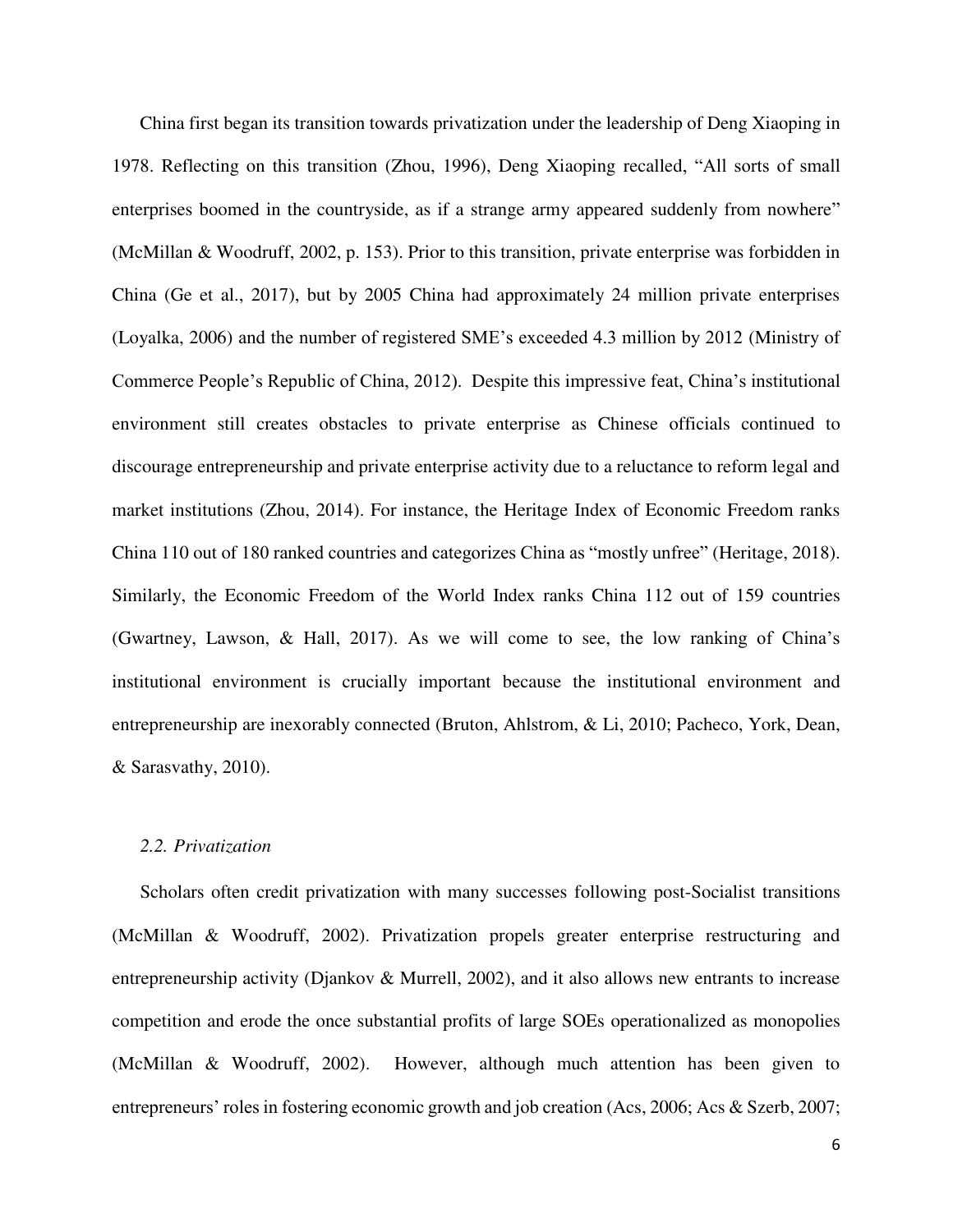China first began its transition towards privatization under the leadership of Deng Xiaoping in 1978. Reflecting on this transition (Zhou, 1996), Deng Xiaoping recalled, "All sorts of small enterprises boomed in the countryside, as if a strange army appeared suddenly from nowhere" (McMillan & Woodruff, 2002, p. 153). Prior to this transition, private enterprise was forbidden in China (Ge et al., 2017), but by 2005 China had approximately 24 million private enterprises (Loyalka, 2006) and the number of registered SME's exceeded 4.3 million by 2012 (Ministry of Commerce People's Republic of China, 2012). Despite this impressive feat, China's institutional environment still creates obstacles to private enterprise as Chinese officials continued to discourage entrepreneurship and private enterprise activity due to a reluctance to reform legal and market institutions (Zhou, 2014). For instance, the Heritage Index of Economic Freedom ranks China 110 out of 180 ranked countries and categorizes China as "mostly unfree" (Heritage, 2018). Similarly, the Economic Freedom of the World Index ranks China 112 out of 159 countries (Gwartney, Lawson, & Hall, 2017). As we will come to see, the low ranking of China's institutional environment is crucially important because the institutional environment and entrepreneurship are inexorably connected (Bruton, Ahlstrom, & Li, 2010; Pacheco, York, Dean, & Sarasvathy, 2010).

### *2.2. Privatization*

Scholars often credit privatization with many successes following post-Socialist transitions (McMillan & Woodruff, 2002). Privatization propels greater enterprise restructuring and entrepreneurship activity (Djankov & Murrell, 2002), and it also allows new entrants to increase competition and erode the once substantial profits of large SOEs operationalized as monopolies (McMillan & Woodruff, 2002). However, although much attention has been given to entrepreneurs' roles in fostering economic growth and job creation (Acs, 2006; Acs & Szerb, 2007;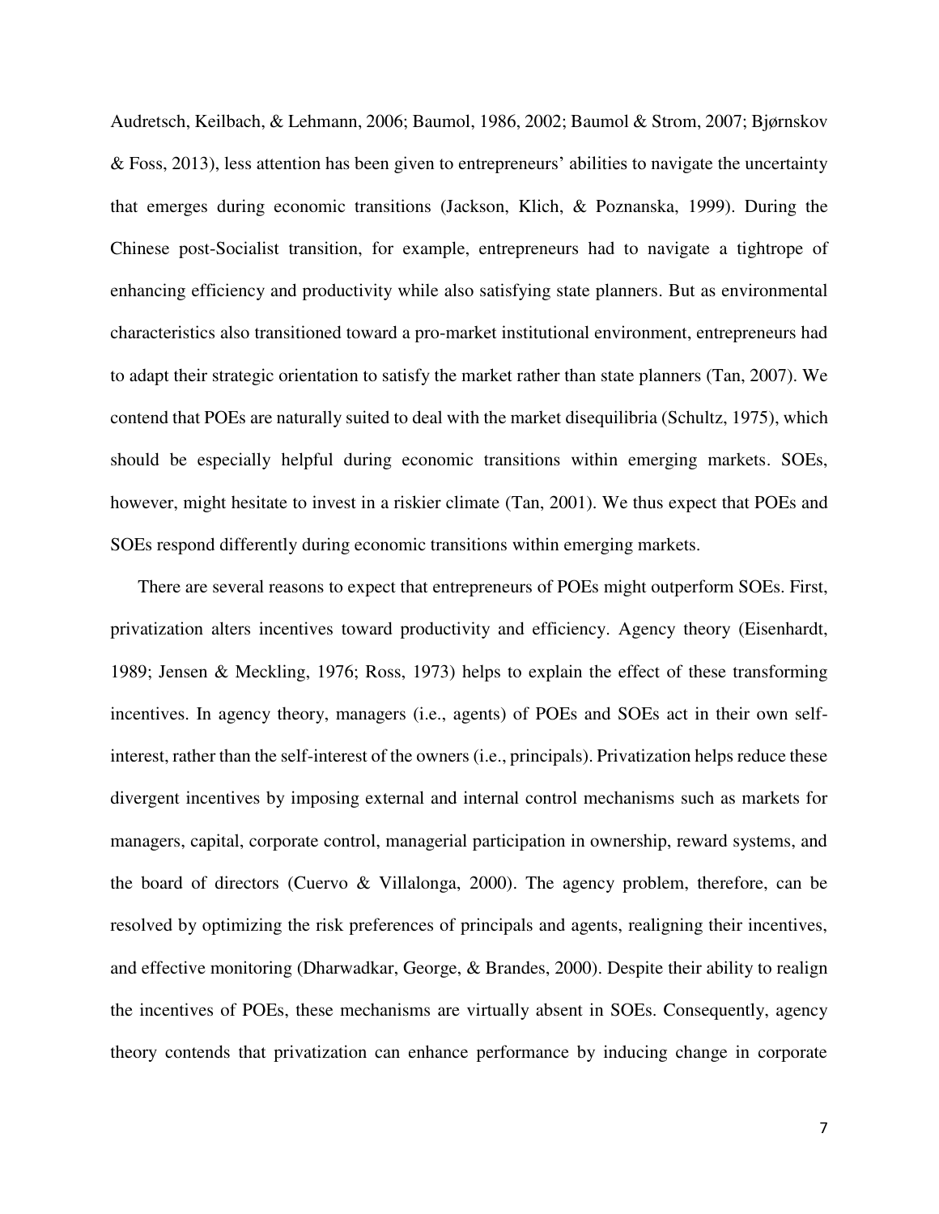Audretsch, Keilbach, & Lehmann, 2006; Baumol, 1986, 2002; Baumol & Strom, 2007; Bjørnskov & Foss, 2013), less attention has been given to entrepreneurs' abilities to navigate the uncertainty that emerges during economic transitions (Jackson, Klich, & Poznanska, 1999). During the Chinese post-Socialist transition, for example, entrepreneurs had to navigate a tightrope of enhancing efficiency and productivity while also satisfying state planners. But as environmental characteristics also transitioned toward a pro-market institutional environment, entrepreneurs had to adapt their strategic orientation to satisfy the market rather than state planners (Tan, 2007). We contend that POEs are naturally suited to deal with the market disequilibria (Schultz, 1975), which should be especially helpful during economic transitions within emerging markets. SOEs, however, might hesitate to invest in a riskier climate (Tan, 2001). We thus expect that POEs and SOEs respond differently during economic transitions within emerging markets.

There are several reasons to expect that entrepreneurs of POEs might outperform SOEs. First, privatization alters incentives toward productivity and efficiency. Agency theory (Eisenhardt, 1989; Jensen & Meckling, 1976; Ross, 1973) helps to explain the effect of these transforming incentives. In agency theory, managers (i.e., agents) of POEs and SOEs act in their own self-interest, rather than the self-interest of the owners (i.e., principals). Privatization helps reduce these divergent incentives by imposing external and internal control mechanisms such as markets for managers, capital, corporate control, managerial participation in ownership, reward systems, and the board of directors (Cuervo & Villalonga, 2000). The agency problem, therefore, can be resolved by optimizing the risk preferences of principals and agents, realigning their incentives, and effective monitoring (Dharwadkar, George, & Brandes, 2000). Despite their ability to realign the incentives of POEs, these mechanisms are virtually absent in SOEs. Consequently, agency theory contends that privatization can enhance performance by inducing change in corporate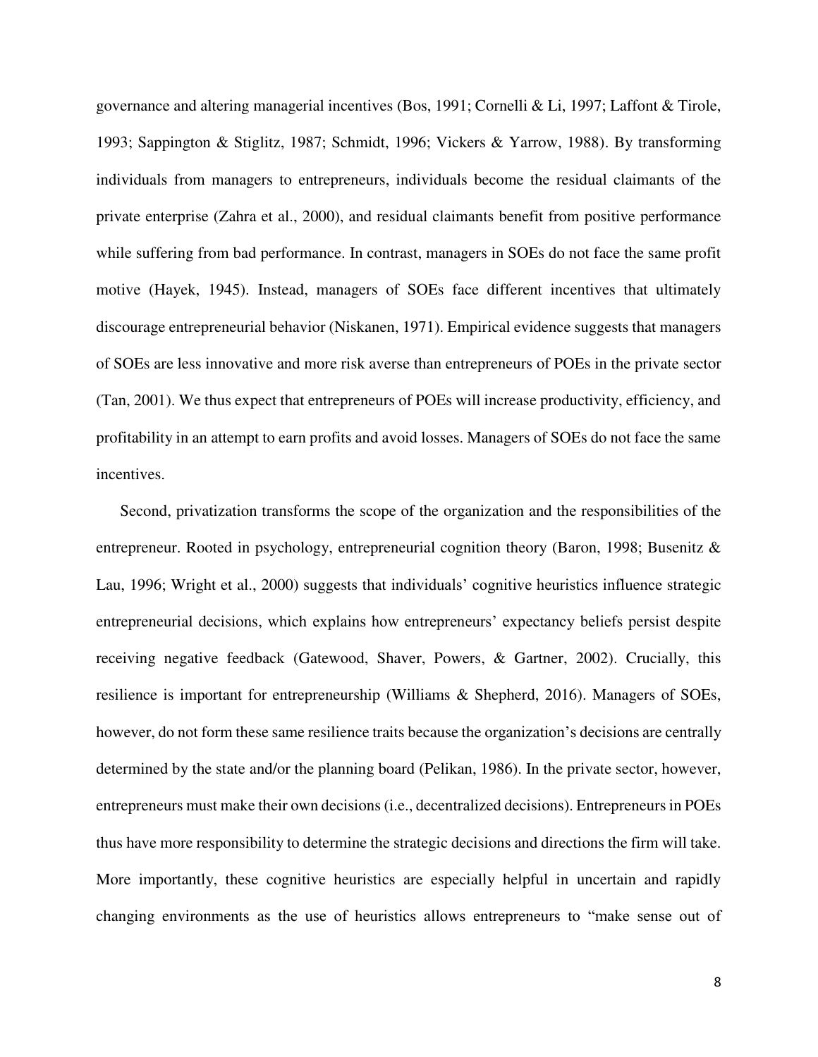governance and altering managerial incentives (Bos, 1991; Cornelli & Li, 1997; Laffont & Tirole, 1993; Sappington & Stiglitz, 1987; Schmidt, 1996; Vickers & Yarrow, 1988). By transforming individuals from managers to entrepreneurs, individuals become the residual claimants of the private enterprise (Zahra et al., 2000), and residual claimants benefit from positive performance while suffering from bad performance. In contrast, managers in SOEs do not face the same profit motive (Hayek, 1945). Instead, managers of SOEs face different incentives that ultimately discourage entrepreneurial behavior (Niskanen, 1971). Empirical evidence suggests that managers of SOEs are less innovative and more risk averse than entrepreneurs of POEs in the private sector (Tan, 2001). We thus expect that entrepreneurs of POEs will increase productivity, efficiency, and profitability in an attempt to earn profits and avoid losses. Managers of SOEs do not face the same incentives.

Second, privatization transforms the scope of the organization and the responsibilities of the entrepreneur. Rooted in psychology, entrepreneurial cognition theory (Baron, 1998; Busenitz & Lau, 1996; Wright et al., 2000) suggests that individuals' cognitive heuristics influence strategic entrepreneurial decisions, which explains how entrepreneurs' expectancy beliefs persist despite receiving negative feedback (Gatewood, Shaver, Powers, & Gartner, 2002). Crucially, this resilience is important for entrepreneurship (Williams & Shepherd, 2016). Managers of SOEs, however, do not form these same resilience traits because the organization's decisions are centrally determined by the state and/or the planning board (Pelikan, 1986). In the private sector, however, entrepreneurs must make their own decisions (i.e., decentralized decisions). Entrepreneurs in POEs thus have more responsibility to determine the strategic decisions and directions the firm will take. More importantly, these cognitive heuristics are especially helpful in uncertain and rapidly changing environments as the use of heuristics allows entrepreneurs to "make sense out of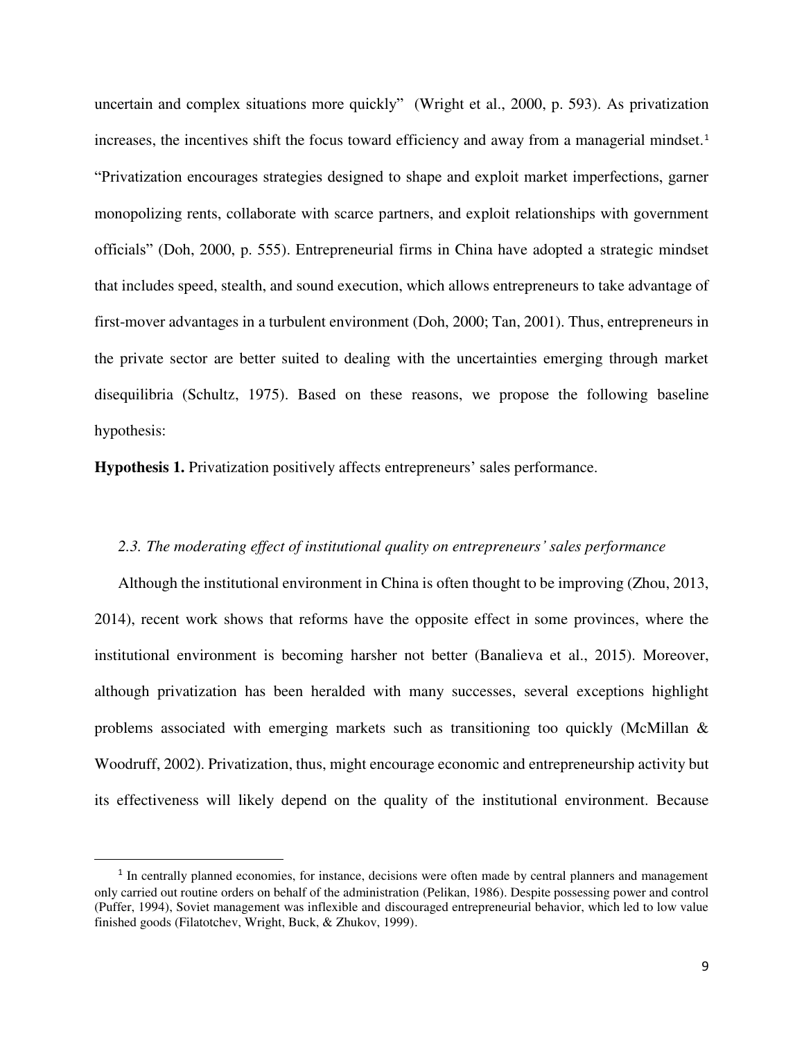uncertain and complex situations more quickly" (Wright et al., 2000, p. 593). As privatization increases, the incentives shift the focus toward efficiency and away from a managerial mindset.[1] "Privatization encourages strategies designed to shape and exploit market imperfections, garner monopolizing rents, collaborate with scarce partners, and exploit relationships with government officials" (Doh, 2000, p. 555). Entrepreneurial firms in China have adopted a strategic mindset that includes speed, stealth, and sound execution, which allows entrepreneurs to take advantage of first-mover advantages in a turbulent environment (Doh, 2000; Tan, 2001). Thus, entrepreneurs in the private sector are better suited to dealing with the uncertainties emerging through market disequilibria (Schultz, 1975). Based on these reasons, we propose the following baseline hypothesis:

**Hypothesis 1.** Privatization positively affects entrepreneurs' sales performance.

### *2.3. The moderating effect of institutional quality on entrepreneurs' sales performance*

Although the institutional environment in China is often thought to be improving (Zhou, 2013, 2014), recent work shows that reforms have the opposite effect in some provinces, where the institutional environment is becoming harsher not better (Banalieva et al., 2015). Moreover, although privatization has been heralded with many successes, several exceptions highlight problems associated with emerging markets such as transitioning too quickly (McMillan & Woodruff, 2002). Privatization, thus, might encourage economic and entrepreneurship activity but its effectiveness will likely depend on the quality of the institutional environment. Because

[1] In centrally planned economies, for instance, decisions were often made by central planners and management only carried out routine orders on behalf of the administration (Pelikan, 1986). Despite possessing power and control (Puffer, 1994), Soviet management was inflexible and discouraged entrepreneurial behavior, which led to low value finished goods (Filatotchev, Wright, Buck, & Zhukov, 1999).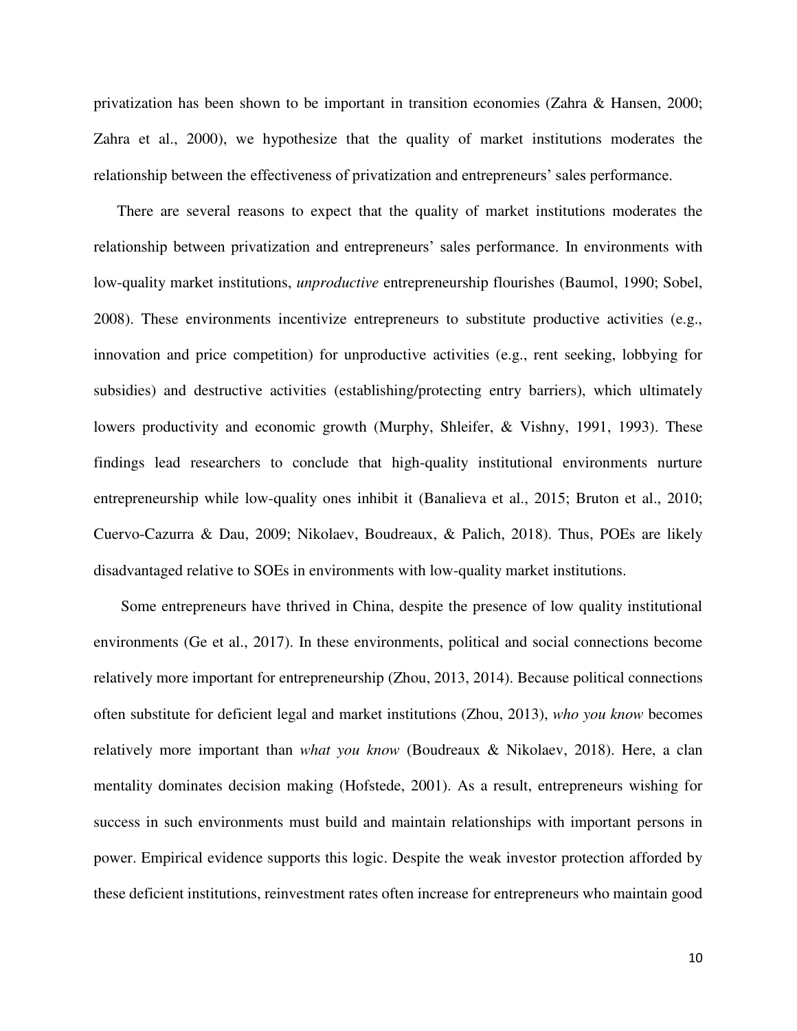privatization has been shown to be important in transition economies (Zahra & Hansen, 2000; Zahra et al., 2000), we hypothesize that the quality of market institutions moderates the relationship between the effectiveness of privatization and entrepreneurs' sales performance.

There are several reasons to expect that the quality of market institutions moderates the relationship between privatization and entrepreneurs' sales performance. In environments with low-quality market institutions, *unproductive* entrepreneurship flourishes (Baumol, 1990; Sobel, 2008). These environments incentivize entrepreneurs to substitute productive activities (e.g., innovation and price competition) for unproductive activities (e.g., rent seeking, lobbying for subsidies) and destructive activities (establishing/protecting entry barriers), which ultimately lowers productivity and economic growth (Murphy, Shleifer, & Vishny, 1991, 1993). These findings lead researchers to conclude that high-quality institutional environments nurture entrepreneurship while low-quality ones inhibit it (Banalieva et al., 2015; Bruton et al., 2010; Cuervo-Cazurra & Dau, 2009; Nikolaev, Boudreaux, & Palich, 2018). Thus, POEs are likely disadvantaged relative to SOEs in environments with low-quality market institutions.

Some entrepreneurs have thrived in China, despite the presence of low quality institutional environments (Ge et al., 2017). In these environments, political and social connections become relatively more important for entrepreneurship (Zhou, 2013, 2014). Because political connections often substitute for deficient legal and market institutions (Zhou, 2013), *who you know* becomes relatively more important than *what you know* (Boudreaux & Nikolaev, 2018). Here, a clan mentality dominates decision making (Hofstede, 2001). As a result, entrepreneurs wishing for success in such environments must build and maintain relationships with important persons in power. Empirical evidence supports this logic. Despite the weak investor protection afforded by these deficient institutions, reinvestment rates often increase for entrepreneurs who maintain good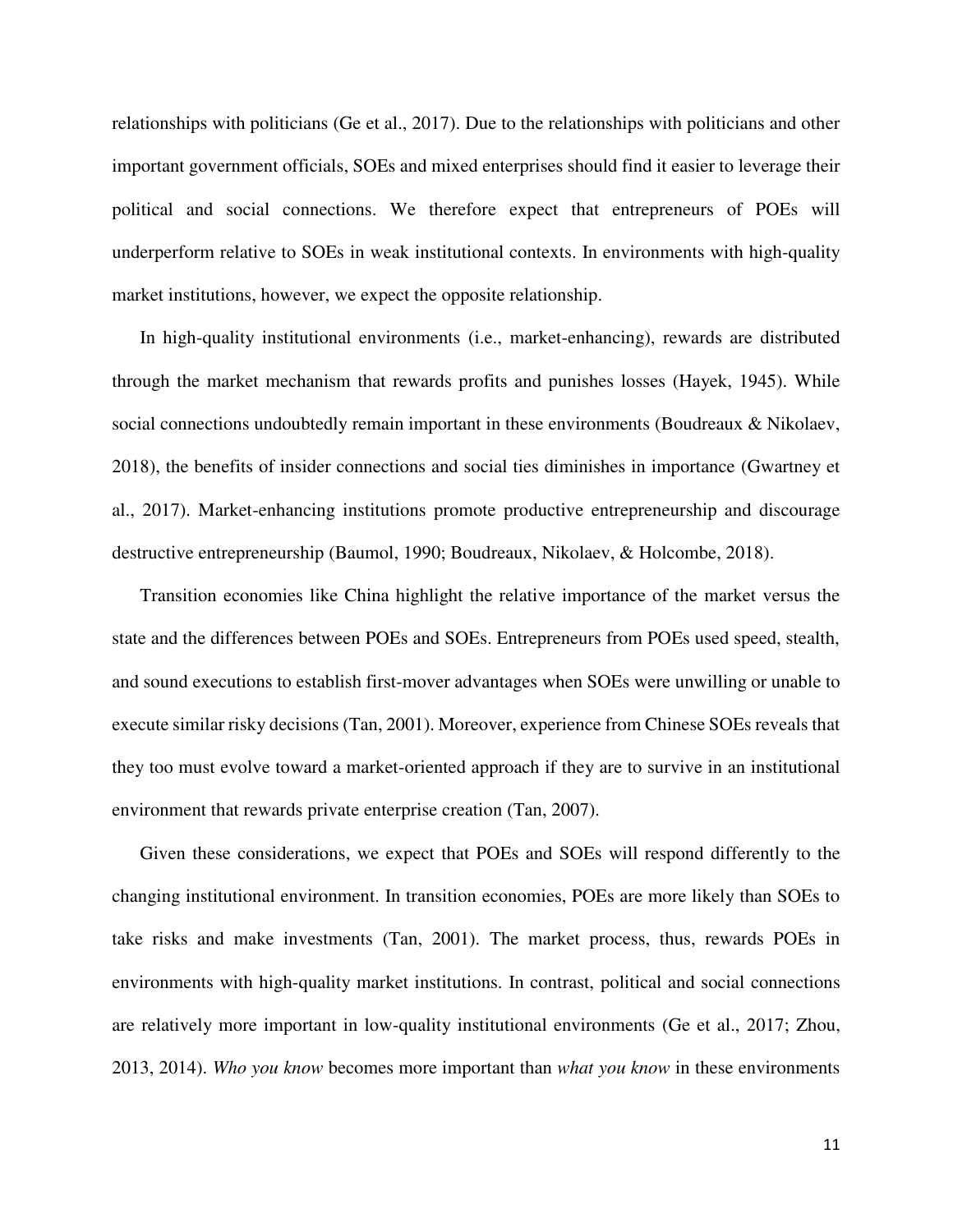relationships with politicians (Ge et al., 2017). Due to the relationships with politicians and other important government officials, SOEs and mixed enterprises should find it easier to leverage their political and social connections. We therefore expect that entrepreneurs of POEs will underperform relative to SOEs in weak institutional contexts. In environments with high-quality market institutions, however, we expect the opposite relationship.

In high-quality institutional environments (i.e., market-enhancing), rewards are distributed through the market mechanism that rewards profits and punishes losses (Hayek, 1945). While social connections undoubtedly remain important in these environments (Boudreaux & Nikolaev, 2018), the benefits of insider connections and social ties diminishes in importance (Gwartney et al., 2017). Market-enhancing institutions promote productive entrepreneurship and discourage destructive entrepreneurship (Baumol, 1990; Boudreaux, Nikolaev, & Holcombe, 2018).

Transition economies like China highlight the relative importance of the market versus the state and the differences between POEs and SOEs. Entrepreneurs from POEs used speed, stealth, and sound executions to establish first-mover advantages when SOEs were unwilling or unable to execute similar risky decisions (Tan, 2001). Moreover, experience from Chinese SOEs reveals that they too must evolve toward a market-oriented approach if they are to survive in an institutional environment that rewards private enterprise creation (Tan, 2007).

Given these considerations, we expect that POEs and SOEs will respond differently to the changing institutional environment. In transition economies, POEs are more likely than SOEs to take risks and make investments (Tan, 2001). The market process, thus, rewards POEs in environments with high-quality market institutions. In contrast, political and social connections are relatively more important in low-quality institutional environments (Ge et al., 2017; Zhou, 2013, 2014). *Who you know* becomes more important than *what you know* in these environments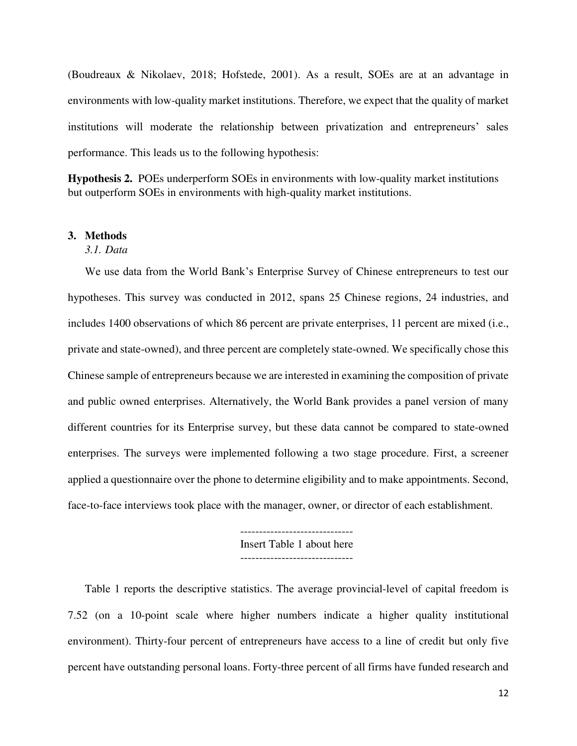(Boudreaux & Nikolaev, 2018; Hofstede, 2001). As a result, SOEs are at an advantage in environments with low-quality market institutions. Therefore, we expect that the quality of market institutions will moderate the relationship between privatization and entrepreneurs' sales performance. This leads us to the following hypothesis:

**Hypothesis 2.** POEs underperform SOEs in environments with low-quality market institutions but outperform SOEs in environments with high-quality market institutions.

## 3. Methods

### *3.1. Data*

We use data from the World Bank's Enterprise Survey of Chinese entrepreneurs to test our hypotheses. This survey was conducted in 2012, spans 25 Chinese regions, 24 industries, and includes 1400 observations of which 86 percent are private enterprises, 11 percent are mixed (i.e., private and state-owned), and three percent are completely state-owned. We specifically chose this Chinese sample of entrepreneurs because we are interested in examining the composition of private and public owned enterprises. Alternatively, the World Bank provides a panel version of many different countries for its Enterprise survey, but these data cannot be compared to state-owned enterprises. The surveys were implemented following a two stage procedure. First, a screener applied a questionnaire over the phone to determine eligibility and to make appointments. Second, face-to-face interviews took place with the manager, owner, or director of each establishment.

------------------------------
Insert Table 1 about here
------------------------------

Table 1 reports the descriptive statistics. The average provincial-level of capital freedom is 7.52 (on a 10-point scale where higher numbers indicate a higher quality institutional environment). Thirty-four percent of entrepreneurs have access to a line of credit but only five percent have outstanding personal loans. Forty-three percent of all firms have funded research and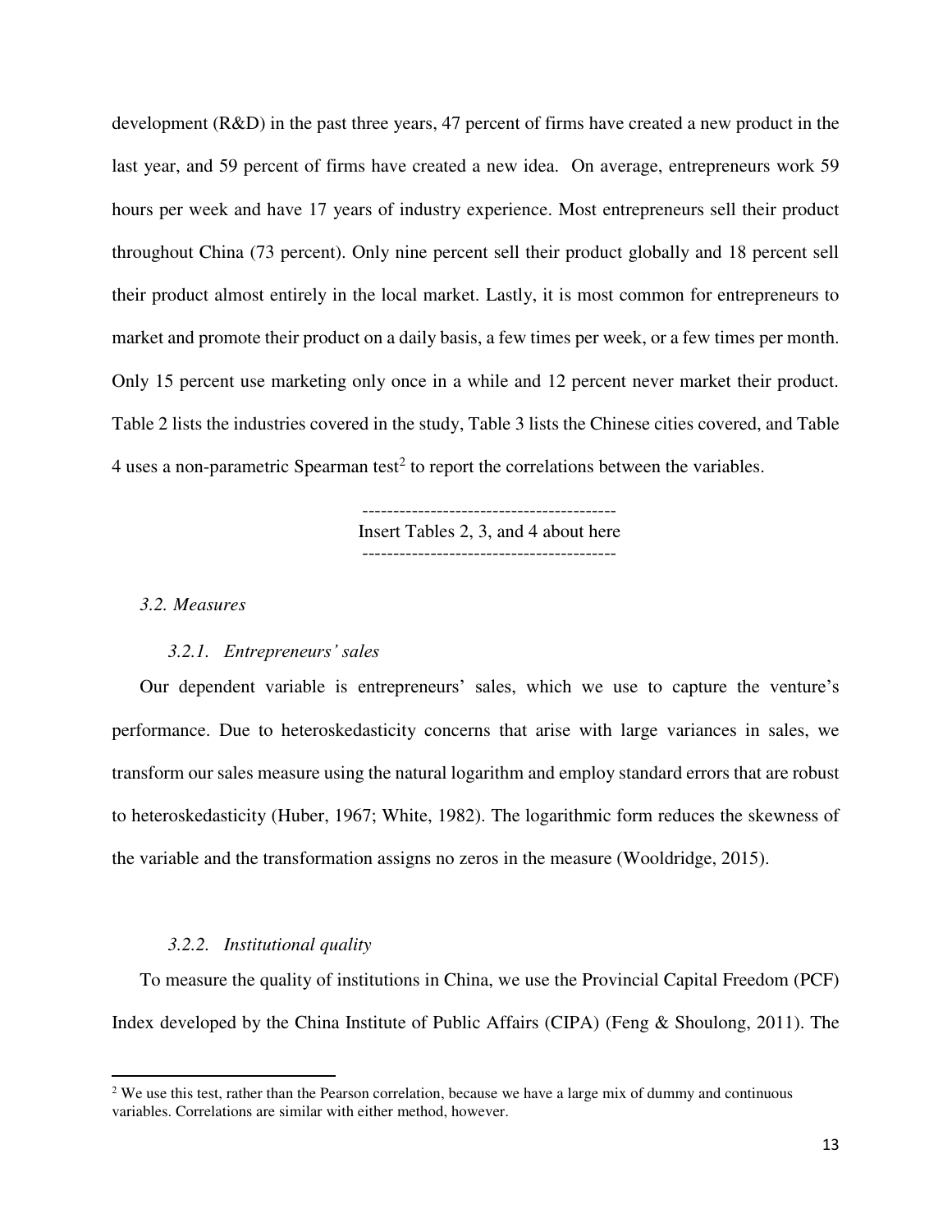development (R&D) in the past three years, 47 percent of firms have created a new product in the last year, and 59 percent of firms have created a new idea. On average, entrepreneurs work 59 hours per week and have 17 years of industry experience. Most entrepreneurs sell their product throughout China (73 percent). Only nine percent sell their product globally and 18 percent sell their product almost entirely in the local market. Lastly, it is most common for entrepreneurs to market and promote their product on a daily basis, a few times per week, or a few times per month. Only 15 percent use marketing only once in a while and 12 percent never market their product. Table 2 lists the industries covered in the study, Table 3 lists the Chinese cities covered, and Table 4 uses a non-parametric Spearman test[2] to report the correlations between the variables.

-----------------------------------------
Insert Tables 2, 3, and 4 about here
-----------------------------------------

*3.2. Measures*

*3.2.1. Entrepreneurs' sales*

Our dependent variable is entrepreneurs' sales, which we use to capture the venture's performance. Due to heteroskedasticity concerns that arise with large variances in sales, we transform our sales measure using the natural logarithm and employ standard errors that are robust to heteroskedasticity (Huber, 1967; White, 1982). The logarithmic form reduces the skewness of the variable and the transformation assigns no zeros in the measure (Wooldridge, 2015).

*3.2.2. Institutional quality*

To measure the quality of institutions in China, we use the Provincial Capital Freedom (PCF) Index developed by the China Institute of Public Affairs (CIPA) (Feng & Shoulong, 2011). The

[2] We use this test, rather than the Pearson correlation, because we have a large mix of dummy and continuous variables. Correlations are similar with either method, however.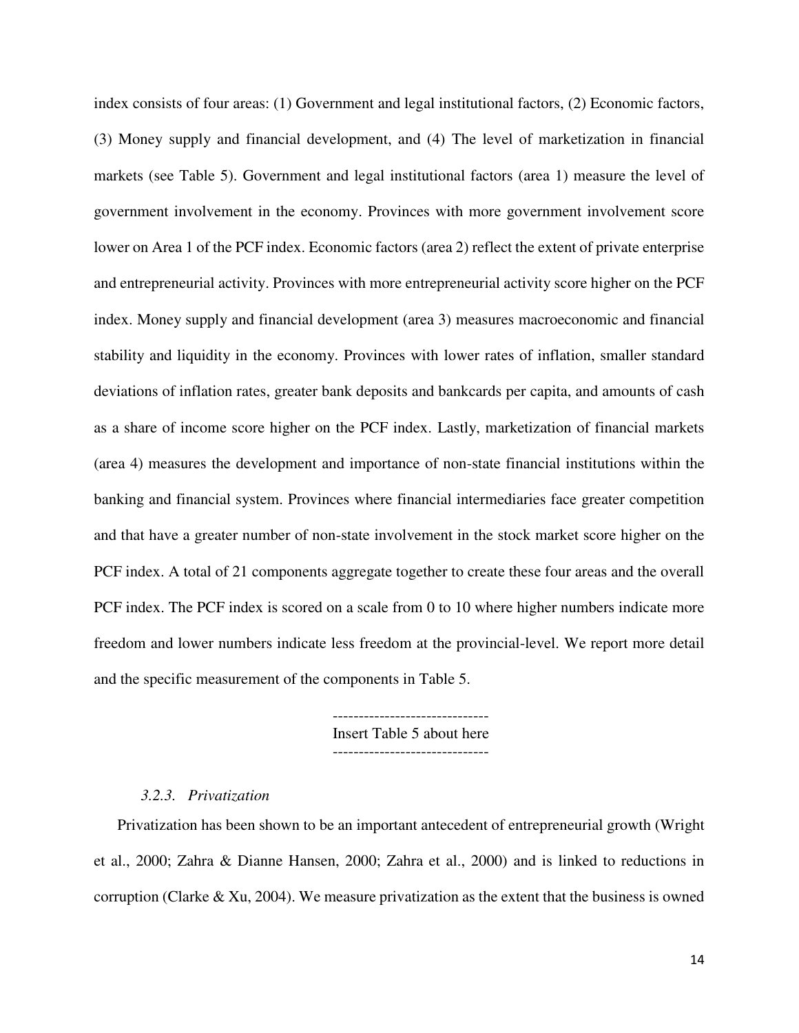index consists of four areas: (1) Government and legal institutional factors, (2) Economic factors, (3) Money supply and financial development, and (4) The level of marketization in financial markets (see Table 5). Government and legal institutional factors (area 1) measure the level of government involvement in the economy. Provinces with more government involvement score lower on Area 1 of the PCF index. Economic factors (area 2) reflect the extent of private enterprise and entrepreneurial activity. Provinces with more entrepreneurial activity score higher on the PCF index. Money supply and financial development (area 3) measures macroeconomic and financial stability and liquidity in the economy. Provinces with lower rates of inflation, smaller standard deviations of inflation rates, greater bank deposits and bankcards per capita, and amounts of cash as a share of income score higher on the PCF index. Lastly, marketization of financial markets (area 4) measures the development and importance of non-state financial institutions within the banking and financial system. Provinces where financial intermediaries face greater competition and that have a greater number of non-state involvement in the stock market score higher on the PCF index. A total of 21 components aggregate together to create these four areas and the overall PCF index. The PCF index is scored on a scale from 0 to 10 where higher numbers indicate more freedom and lower numbers indicate less freedom at the provincial-level. We report more detail and the specific measurement of the components in Table 5.

------------------------------
Insert Table 5 about here
------------------------------

### *3.2.3. Privatization*

Privatization has been shown to be an important antecedent of entrepreneurial growth (Wright et al., 2000; Zahra & Dianne Hansen, 2000; Zahra et al., 2000) and is linked to reductions in corruption (Clarke & Xu, 2004). We measure privatization as the extent that the business is owned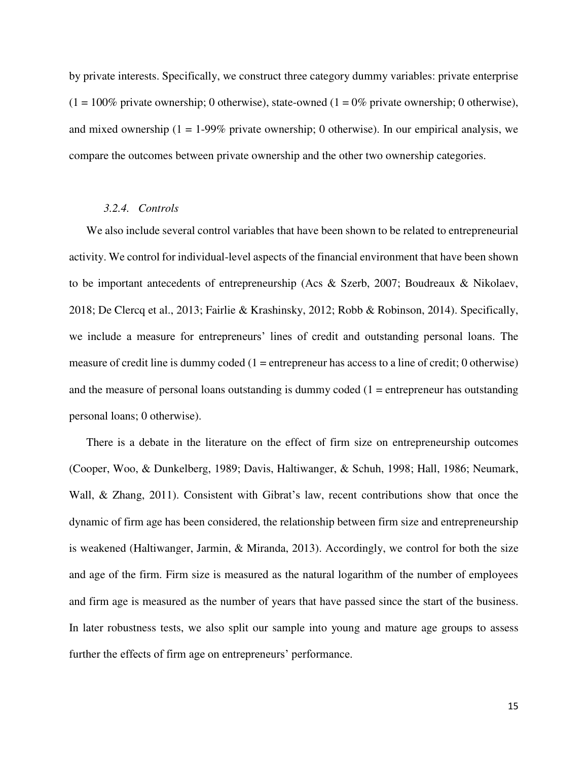by private interests. Specifically, we construct three category dummy variables: private enterprise (1 = 100% private ownership; 0 otherwise), state-owned (1 = 0% private ownership; 0 otherwise), and mixed ownership (1 = 1-99% private ownership; 0 otherwise). In our empirical analysis, we compare the outcomes between private ownership and the other two ownership categories.

#### *3.2.4. Controls*

We also include several control variables that have been shown to be related to entrepreneurial activity. We control for individual-level aspects of the financial environment that have been shown to be important antecedents of entrepreneurship (Acs & Szerb, 2007; Boudreaux & Nikolaev, 2018; De Clercq et al., 2013; Fairlie & Krashinsky, 2012; Robb & Robinson, 2014). Specifically, we include a measure for entrepreneurs' lines of credit and outstanding personal loans. The measure of credit line is dummy coded (1 = entrepreneur has access to a line of credit; 0 otherwise) and the measure of personal loans outstanding is dummy coded (1 = entrepreneur has outstanding personal loans; 0 otherwise).

There is a debate in the literature on the effect of firm size on entrepreneurship outcomes (Cooper, Woo, & Dunkelberg, 1989; Davis, Haltiwanger, & Schuh, 1998; Hall, 1986; Neumark, Wall, & Zhang, 2011). Consistent with Gibrat's law, recent contributions show that once the dynamic of firm age has been considered, the relationship between firm size and entrepreneurship is weakened (Haltiwanger, Jarmin, & Miranda, 2013). Accordingly, we control for both the size and age of the firm. Firm size is measured as the natural logarithm of the number of employees and firm age is measured as the number of years that have passed since the start of the business. In later robustness tests, we also split our sample into young and mature age groups to assess further the effects of firm age on entrepreneurs' performance.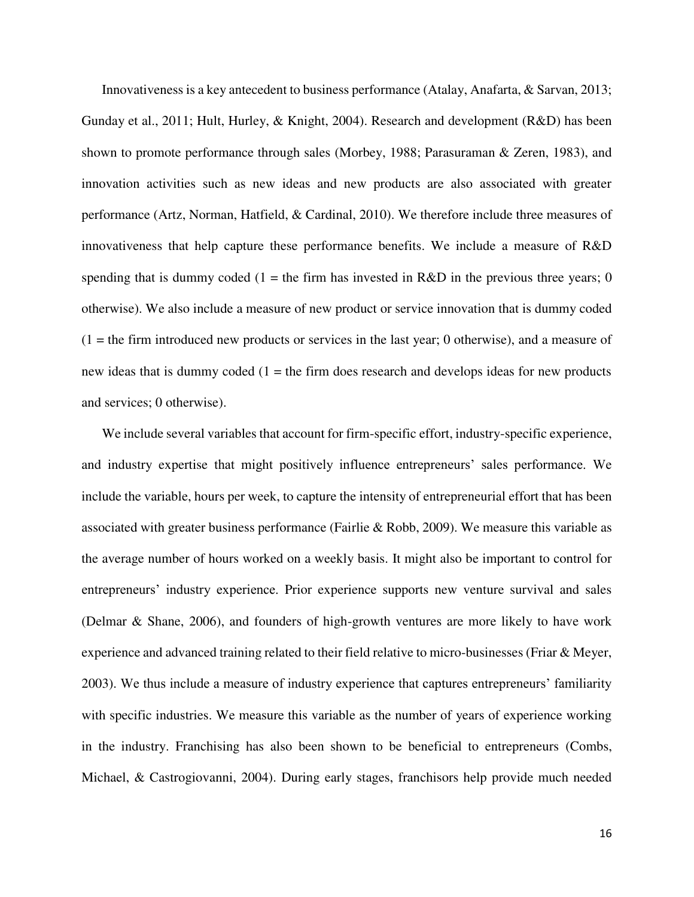Innovativeness is a key antecedent to business performance (Atalay, Anafarta, & Sarvan, 2013; Gunday et al., 2011; Hult, Hurley, & Knight, 2004). Research and development (R&D) has been shown to promote performance through sales (Morbey, 1988; Parasuraman & Zeren, 1983), and innovation activities such as new ideas and new products are also associated with greater performance (Artz, Norman, Hatfield, & Cardinal, 2010). We therefore include three measures of innovativeness that help capture these performance benefits. We include a measure of R&D spending that is dummy coded (1 = the firm has invested in R&D in the previous three years; 0 otherwise). We also include a measure of new product or service innovation that is dummy coded (1 = the firm introduced new products or services in the last year; 0 otherwise), and a measure of new ideas that is dummy coded (1 = the firm does research and develops ideas for new products and services; 0 otherwise).

We include several variables that account for firm-specific effort, industry-specific experience, and industry expertise that might positively influence entrepreneurs' sales performance. We include the variable, hours per week, to capture the intensity of entrepreneurial effort that has been associated with greater business performance (Fairlie & Robb, 2009). We measure this variable as the average number of hours worked on a weekly basis. It might also be important to control for entrepreneurs' industry experience. Prior experience supports new venture survival and sales (Delmar & Shane, 2006), and founders of high-growth ventures are more likely to have work experience and advanced training related to their field relative to micro-businesses (Friar & Meyer, 2003). We thus include a measure of industry experience that captures entrepreneurs' familiarity with specific industries. We measure this variable as the number of years of experience working in the industry. Franchising has also been shown to be beneficial to entrepreneurs (Combs, Michael, & Castrogiovanni, 2004). During early stages, franchisors help provide much needed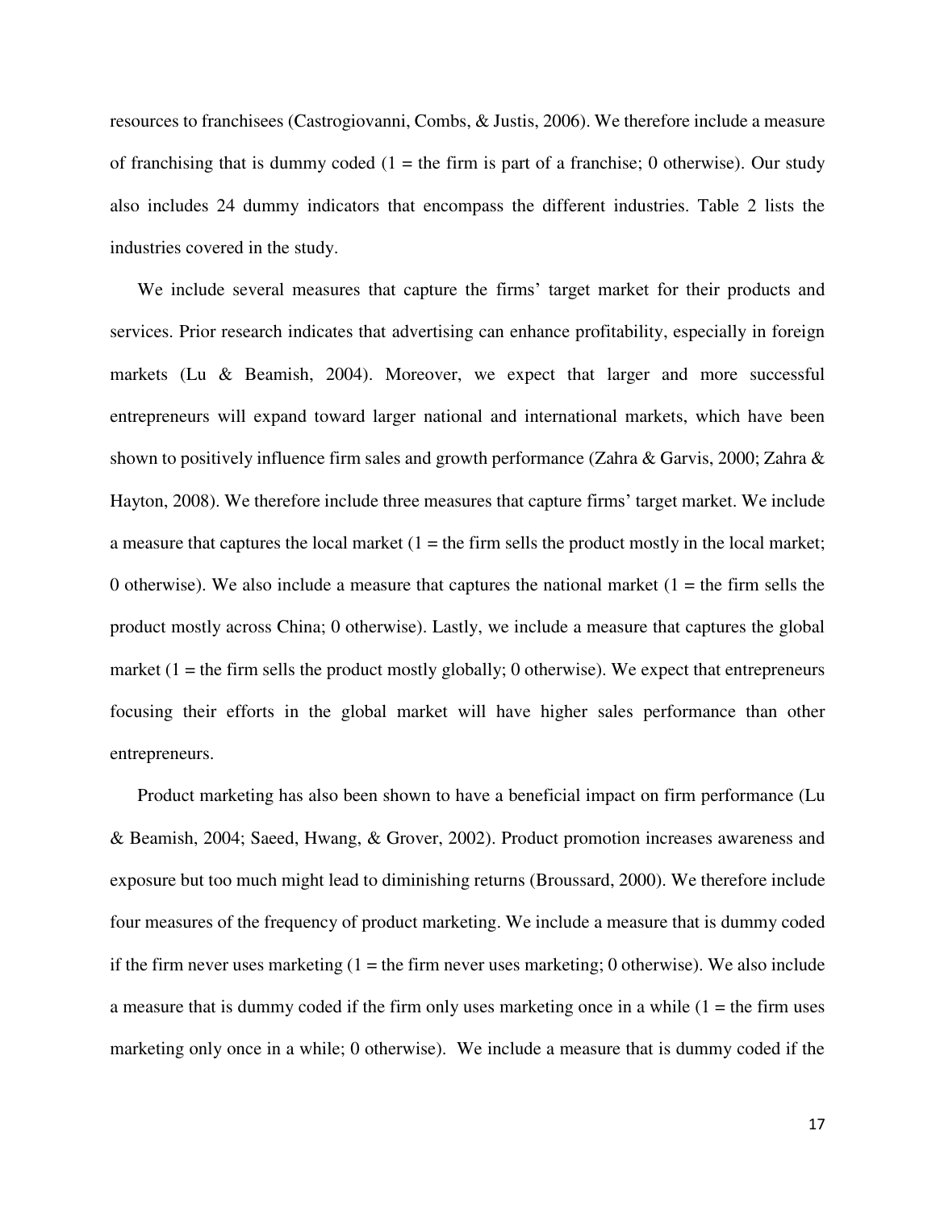resources to franchisees (Castrogiovanni, Combs, & Justis, 2006). We therefore include a measure of franchising that is dummy coded (1 = the firm is part of a franchise; 0 otherwise). Our study also includes 24 dummy indicators that encompass the different industries. Table 2 lists the industries covered in the study.

We include several measures that capture the firms' target market for their products and services. Prior research indicates that advertising can enhance profitability, especially in foreign markets (Lu & Beamish, 2004). Moreover, we expect that larger and more successful entrepreneurs will expand toward larger national and international markets, which have been shown to positively influence firm sales and growth performance (Zahra & Garvis, 2000; Zahra & Hayton, 2008). We therefore include three measures that capture firms' target market. We include a measure that captures the local market (1 = the firm sells the product mostly in the local market; 0 otherwise). We also include a measure that captures the national market (1 = the firm sells the product mostly across China; 0 otherwise). Lastly, we include a measure that captures the global market (1 = the firm sells the product mostly globally; 0 otherwise). We expect that entrepreneurs focusing their efforts in the global market will have higher sales performance than other entrepreneurs.

Product marketing has also been shown to have a beneficial impact on firm performance (Lu & Beamish, 2004; Saeed, Hwang, & Grover, 2002). Product promotion increases awareness and exposure but too much might lead to diminishing returns (Broussard, 2000). We therefore include four measures of the frequency of product marketing. We include a measure that is dummy coded if the firm never uses marketing (1 = the firm never uses marketing; 0 otherwise). We also include a measure that is dummy coded if the firm only uses marketing once in a while (1 = the firm uses marketing only once in a while; 0 otherwise). We include a measure that is dummy coded if the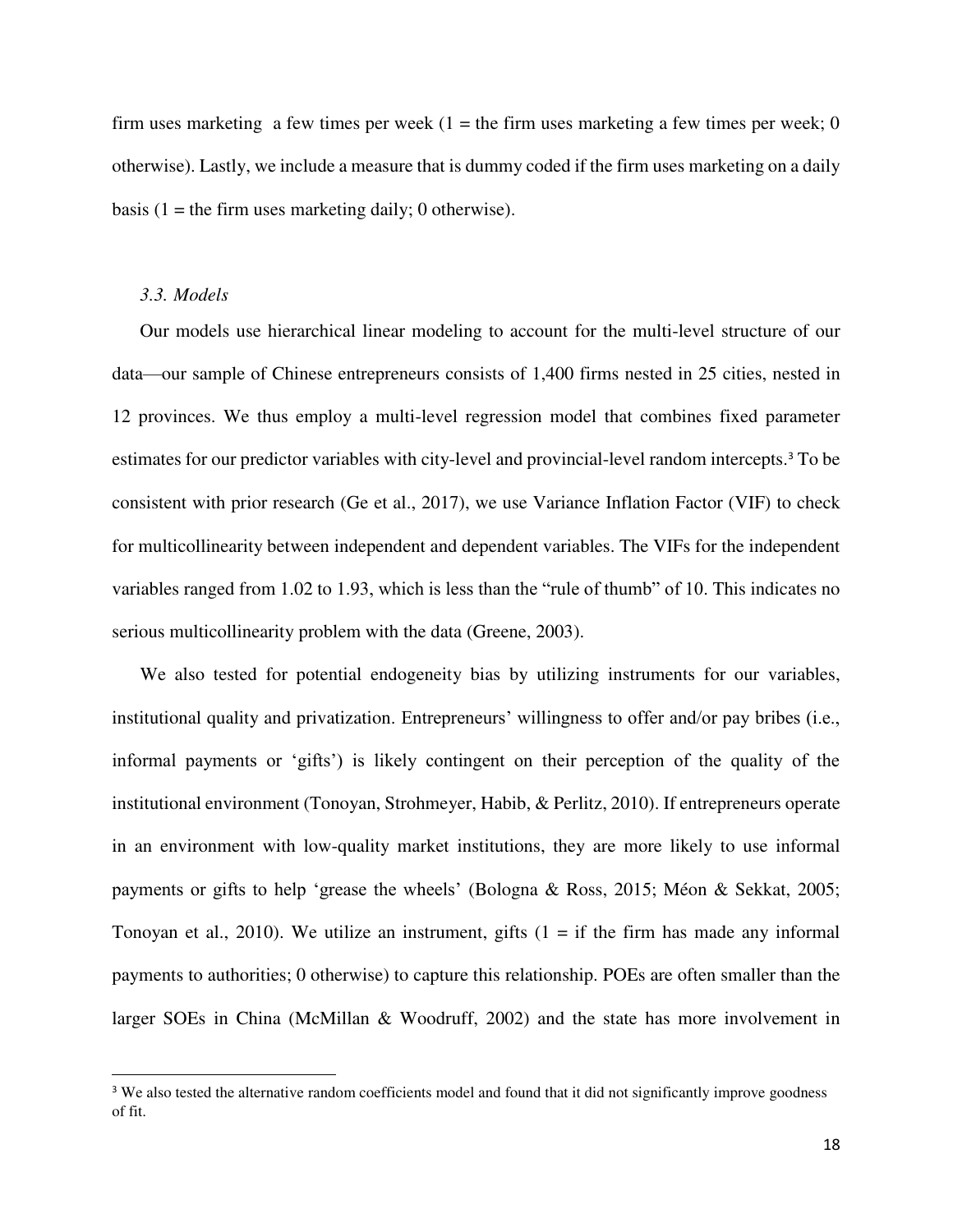firm uses marketing a few times per week (1 = the firm uses marketing a few times per week; 0 otherwise). Lastly, we include a measure that is dummy coded if the firm uses marketing on a daily basis (1 = the firm uses marketing daily; 0 otherwise).

### *3.3. Models*

Our models use hierarchical linear modeling to account for the multi-level structure of our data—our sample of Chinese entrepreneurs consists of 1,400 firms nested in 25 cities, nested in 12 provinces. We thus employ a multi-level regression model that combines fixed parameter estimates for our predictor variables with city-level and provincial-level random intercepts.[3] To be consistent with prior research (Ge et al., 2017), we use Variance Inflation Factor (VIF) to check for multicollinearity between independent and dependent variables. The VIFs for the independent variables ranged from 1.02 to 1.93, which is less than the "rule of thumb" of 10. This indicates no serious multicollinearity problem with the data (Greene, 2003).

We also tested for potential endogeneity bias by utilizing instruments for our variables, institutional quality and privatization. Entrepreneurs' willingness to offer and/or pay bribes (i.e., informal payments or 'gifts') is likely contingent on their perception of the quality of the institutional environment (Tonoyan, Strohmeyer, Habib, & Perlitz, 2010). If entrepreneurs operate in an environment with low-quality market institutions, they are more likely to use informal payments or gifts to help 'grease the wheels' (Bologna & Ross, 2015; Méon & Sekkat, 2005; Tonoyan et al., 2010). We utilize an instrument, gifts (1 = if the firm has made any informal payments to authorities; 0 otherwise) to capture this relationship. POEs are often smaller than the larger SOEs in China (McMillan & Woodruff, 2002) and the state has more involvement in

[3] We also tested the alternative random coefficients model and found that it did not significantly improve goodness of fit.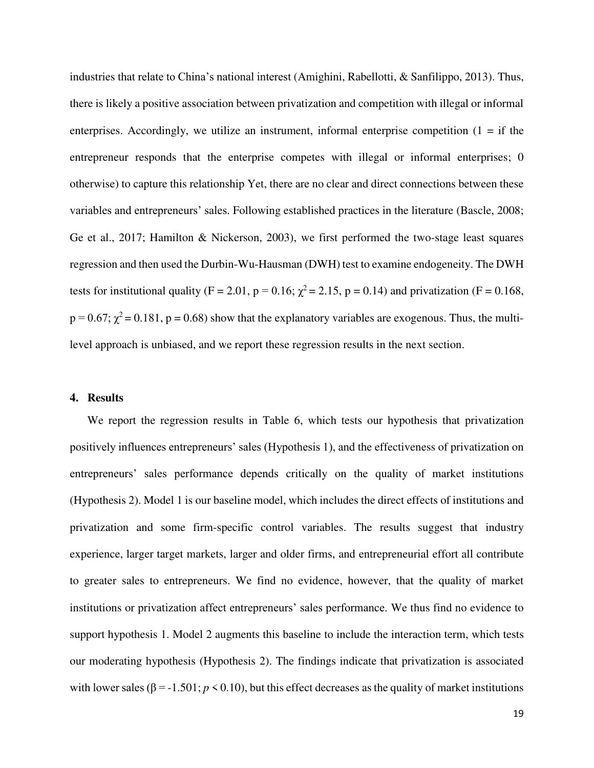industries that relate to China's national interest (Amighini, Rabellotti, & Sanfilippo, 2013). Thus, there is likely a positive association between privatization and competition with illegal or informal enterprises. Accordingly, we utilize an instrument, informal enterprise competition (1 = if the entrepreneur responds that the enterprise competes with illegal or informal enterprises; 0 otherwise) to capture this relationship Yet, there are no clear and direct connections between these variables and entrepreneurs' sales. Following established practices in the literature (Bascle, 2008; Ge et al., 2017; Hamilton & Nickerson, 2003), we first performed the two-stage least squares regression and then used the Durbin-Wu-Hausman (DWH) test to examine endogeneity. The DWH tests for institutional quality ($F = 2.01$, $p = 0.16$; $\chi^2 = 2.15$, $p = 0.14$) and privatization ($F = 0.168$, $p = 0.67$; $\chi^2 = 0.181$, $p = 0.68$) show that the explanatory variables are exogenous. Thus, the multi-level approach is unbiased, and we report these regression results in the next section.

## 4. Results

We report the regression results in Table 6, which tests our hypothesis that privatization positively influences entrepreneurs' sales (Hypothesis 1), and the effectiveness of privatization on entrepreneurs' sales performance depends critically on the quality of market institutions (Hypothesis 2). Model 1 is our baseline model, which includes the direct effects of institutions and privatization and some firm-specific control variables. The results suggest that industry experience, larger target markets, larger and older firms, and entrepreneurial effort all contribute to greater sales to entrepreneurs. We find no evidence, however, that the quality of market institutions or privatization affect entrepreneurs' sales performance. We thus find no evidence to support hypothesis 1. Model 2 augments this baseline to include the interaction term, which tests our moderating hypothesis (Hypothesis 2). The findings indicate that privatization is associated with lower sales ($\beta = -1.501$; $p < 0.10$), but this effect decreases as the quality of market institutions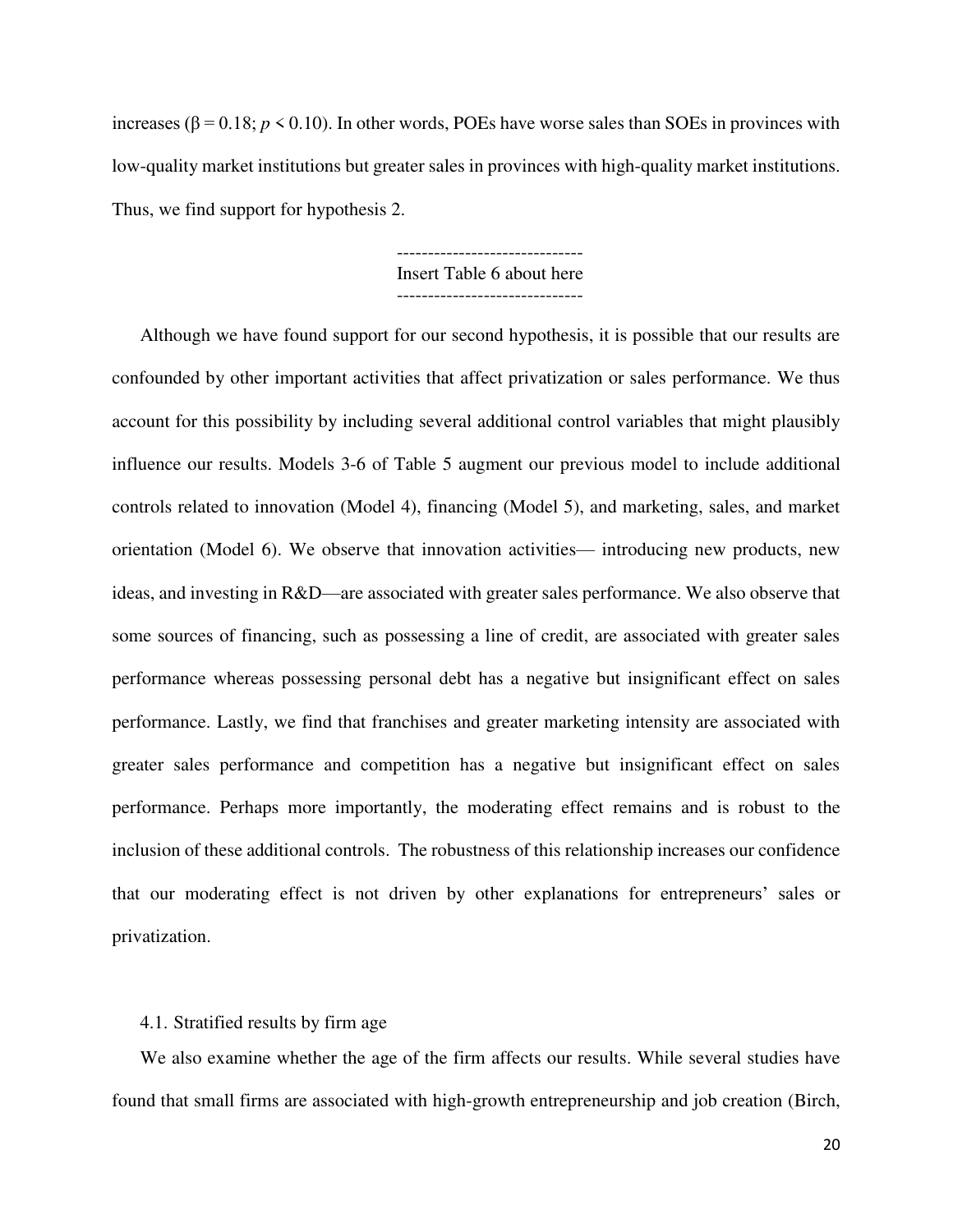increases ($\beta = 0.18$; $p < 0.10$). In other words, POEs have worse sales than SOEs in provinces with low-quality market institutions but greater sales in provinces with high-quality market institutions. Thus, we find support for hypothesis 2.

------------------------------
Insert Table 6 about here
------------------------------

Although we have found support for our second hypothesis, it is possible that our results are confounded by other important activities that affect privatization or sales performance. We thus account for this possibility by including several additional control variables that might plausibly influence our results. Models 3-6 of Table 5 augment our previous model to include additional controls related to innovation (Model 4), financing (Model 5), and marketing, sales, and market orientation (Model 6). We observe that innovation activities— introducing new products, new ideas, and investing in R&D—are associated with greater sales performance. We also observe that some sources of financing, such as possessing a line of credit, are associated with greater sales performance whereas possessing personal debt has a negative but insignificant effect on sales performance. Lastly, we find that franchises and greater marketing intensity are associated with greater sales performance and competition has a negative but insignificant effect on sales performance. Perhaps more importantly, the moderating effect remains and is robust to the inclusion of these additional controls. The robustness of this relationship increases our confidence that our moderating effect is not driven by other explanations for entrepreneurs' sales or privatization.

### 4.1. Stratified results by firm age

We also examine whether the age of the firm affects our results. While several studies have found that small firms are associated with high-growth entrepreneurship and job creation (Birch,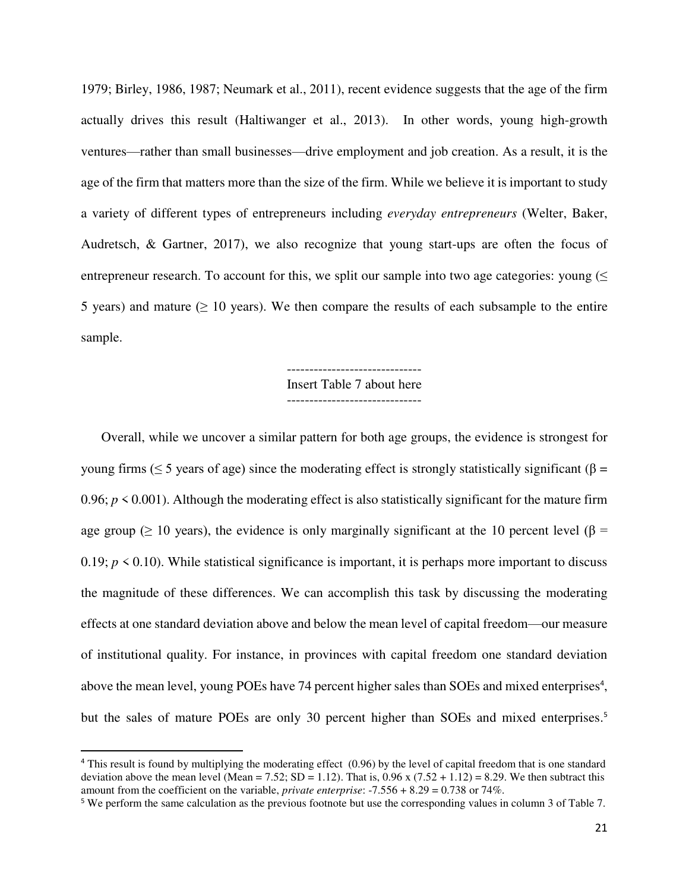1979; Birley, 1986, 1987; Neumark et al., 2011), recent evidence suggests that the age of the firm actually drives this result (Haltiwanger et al., 2013). In other words, young high-growth ventures—rather than small businesses—drive employment and job creation. As a result, it is the age of the firm that matters more than the size of the firm. While we believe it is important to study a variety of different types of entrepreneurs including *everyday entrepreneurs* (Welter, Baker, Audretsch, & Gartner, 2017), we also recognize that young start-ups are often the focus of entrepreneur research. To account for this, we split our sample into two age categories: young ($\leq$ 5 years) and mature ($\geq$ 10 years). We then compare the results of each subsample to the entire sample.

------------------------------
Insert Table 7 about here
------------------------------

Overall, while we uncover a similar pattern for both age groups, the evidence is strongest for young firms ($\leq$ 5 years of age) since the moderating effect is strongly statistically significant ($\beta$ = 0.96; $p < 0.001$). Although the moderating effect is also statistically significant for the mature firm age group ($\geq$ 10 years), the evidence is only marginally significant at the 10 percent level ($\beta$ = 0.19; $p < 0.10$). While statistical significance is important, it is perhaps more important to discuss the magnitude of these differences. We can accomplish this task by discussing the moderating effects at one standard deviation above and below the mean level of capital freedom—our measure of institutional quality. For instance, in provinces with capital freedom one standard deviation above the mean level, young POEs have 74 percent higher sales than SOEs and mixed enterprises[4], but the sales of mature POEs are only 30 percent higher than SOEs and mixed enterprises.[5]

[4] This result is found by multiplying the moderating effect (0.96) by the level of capital freedom that is one standard deviation above the mean level (Mean = 7.52; SD = 1.12). That is, 0.96 x (7.52 + 1.12) = 8.29. We then subtract this amount from the coefficient on the variable, *private enterprise*: -7.556 + 8.29 = 0.738 or 74%.

[5] We perform the same calculation as the previous footnote but use the corresponding values in column 3 of Table 7.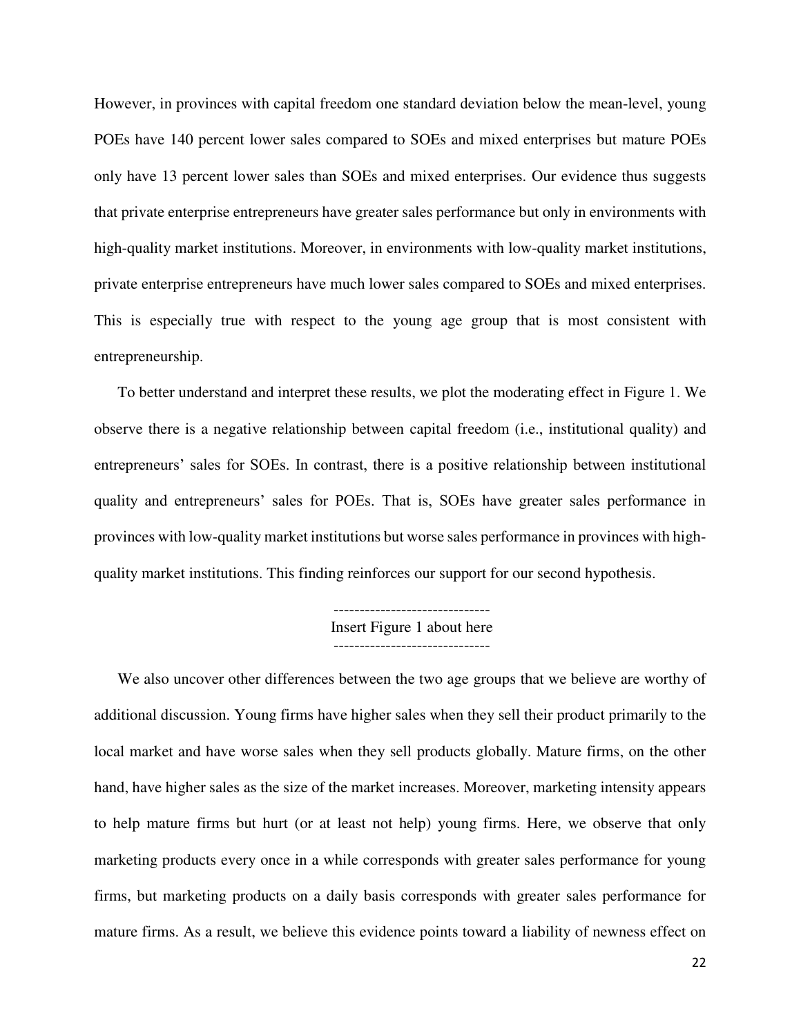However, in provinces with capital freedom one standard deviation below the mean-level, young POEs have 140 percent lower sales compared to SOEs and mixed enterprises but mature POEs only have 13 percent lower sales than SOEs and mixed enterprises. Our evidence thus suggests that private enterprise entrepreneurs have greater sales performance but only in environments with high-quality market institutions. Moreover, in environments with low-quality market institutions, private enterprise entrepreneurs have much lower sales compared to SOEs and mixed enterprises. This is especially true with respect to the young age group that is most consistent with entrepreneurship.

To better understand and interpret these results, we plot the moderating effect in Figure 1. We observe there is a negative relationship between capital freedom (i.e., institutional quality) and entrepreneurs' sales for SOEs. In contrast, there is a positive relationship between institutional quality and entrepreneurs' sales for POEs. That is, SOEs have greater sales performance in provinces with low-quality market institutions but worse sales performance in provinces with high-quality market institutions. This finding reinforces our support for our second hypothesis.

------------------------------
Insert Figure 1 about here
------------------------------

We also uncover other differences between the two age groups that we believe are worthy of additional discussion. Young firms have higher sales when they sell their product primarily to the local market and have worse sales when they sell products globally. Mature firms, on the other hand, have higher sales as the size of the market increases. Moreover, marketing intensity appears to help mature firms but hurt (or at least not help) young firms. Here, we observe that only marketing products every once in a while corresponds with greater sales performance for young firms, but marketing products on a daily basis corresponds with greater sales performance for mature firms. As a result, we believe this evidence points toward a liability of newness effect on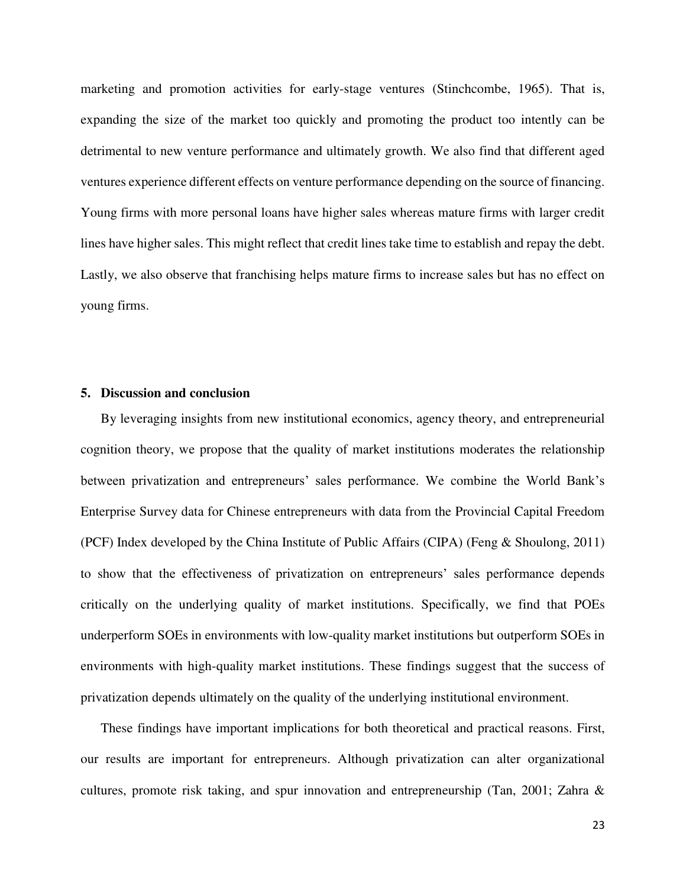marketing and promotion activities for early-stage ventures (Stinchcombe, 1965). That is, expanding the size of the market too quickly and promoting the product too intently can be detrimental to new venture performance and ultimately growth. We also find that different aged ventures experience different effects on venture performance depending on the source of financing. Young firms with more personal loans have higher sales whereas mature firms with larger credit lines have higher sales. This might reflect that credit lines take time to establish and repay the debt. Lastly, we also observe that franchising helps mature firms to increase sales but has no effect on young firms.

## 5. Discussion and conclusion

By leveraging insights from new institutional economics, agency theory, and entrepreneurial cognition theory, we propose that the quality of market institutions moderates the relationship between privatization and entrepreneurs' sales performance. We combine the World Bank's Enterprise Survey data for Chinese entrepreneurs with data from the Provincial Capital Freedom (PCF) Index developed by the China Institute of Public Affairs (CIPA) (Feng & Shoulong, 2011) to show that the effectiveness of privatization on entrepreneurs' sales performance depends critically on the underlying quality of market institutions. Specifically, we find that POEs underperform SOEs in environments with low-quality market institutions but outperform SOEs in environments with high-quality market institutions. These findings suggest that the success of privatization depends ultimately on the quality of the underlying institutional environment.

These findings have important implications for both theoretical and practical reasons. First, our results are important for entrepreneurs. Although privatization can alter organizational cultures, promote risk taking, and spur innovation and entrepreneurship (Tan, 2001; Zahra &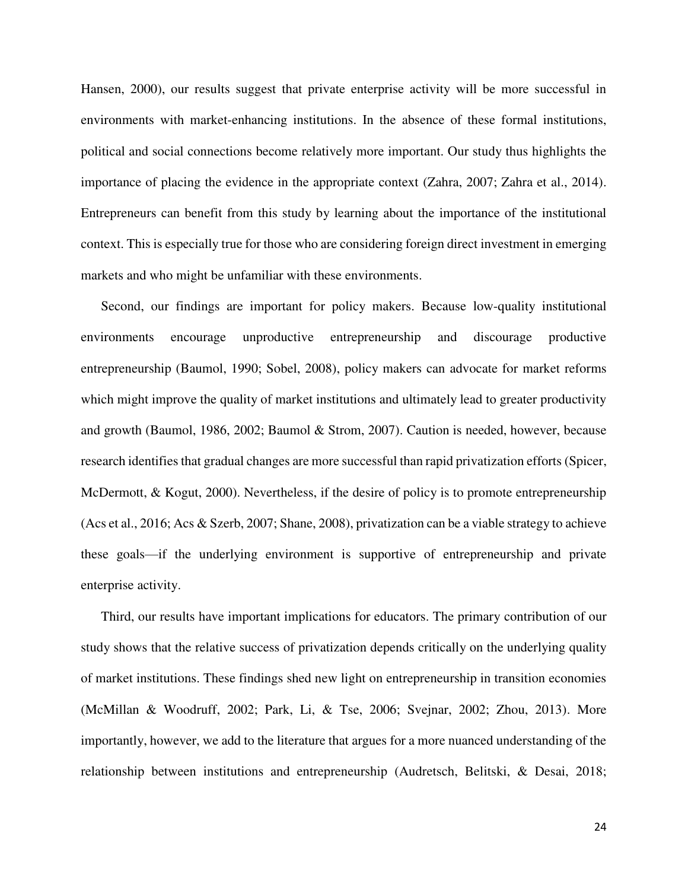Hansen, 2000), our results suggest that private enterprise activity will be more successful in environments with market-enhancing institutions. In the absence of these formal institutions, political and social connections become relatively more important. Our study thus highlights the importance of placing the evidence in the appropriate context (Zahra, 2007; Zahra et al., 2014). Entrepreneurs can benefit from this study by learning about the importance of the institutional context. This is especially true for those who are considering foreign direct investment in emerging markets and who might be unfamiliar with these environments.

Second, our findings are important for policy makers. Because low-quality institutional environments encourage unproductive entrepreneurship and discourage productive entrepreneurship (Baumol, 1990; Sobel, 2008), policy makers can advocate for market reforms which might improve the quality of market institutions and ultimately lead to greater productivity and growth (Baumol, 1986, 2002; Baumol & Strom, 2007). Caution is needed, however, because research identifies that gradual changes are more successful than rapid privatization efforts (Spicer, McDermott, & Kogut, 2000). Nevertheless, if the desire of policy is to promote entrepreneurship (Acs et al., 2016; Acs & Szerb, 2007; Shane, 2008), privatization can be a viable strategy to achieve these goals—if the underlying environment is supportive of entrepreneurship and private enterprise activity.

Third, our results have important implications for educators. The primary contribution of our study shows that the relative success of privatization depends critically on the underlying quality of market institutions. These findings shed new light on entrepreneurship in transition economies (McMillan & Woodruff, 2002; Park, Li, & Tse, 2006; Svejnar, 2002; Zhou, 2013). More importantly, however, we add to the literature that argues for a more nuanced understanding of the relationship between institutions and entrepreneurship (Audretsch, Belitski, & Desai, 2018;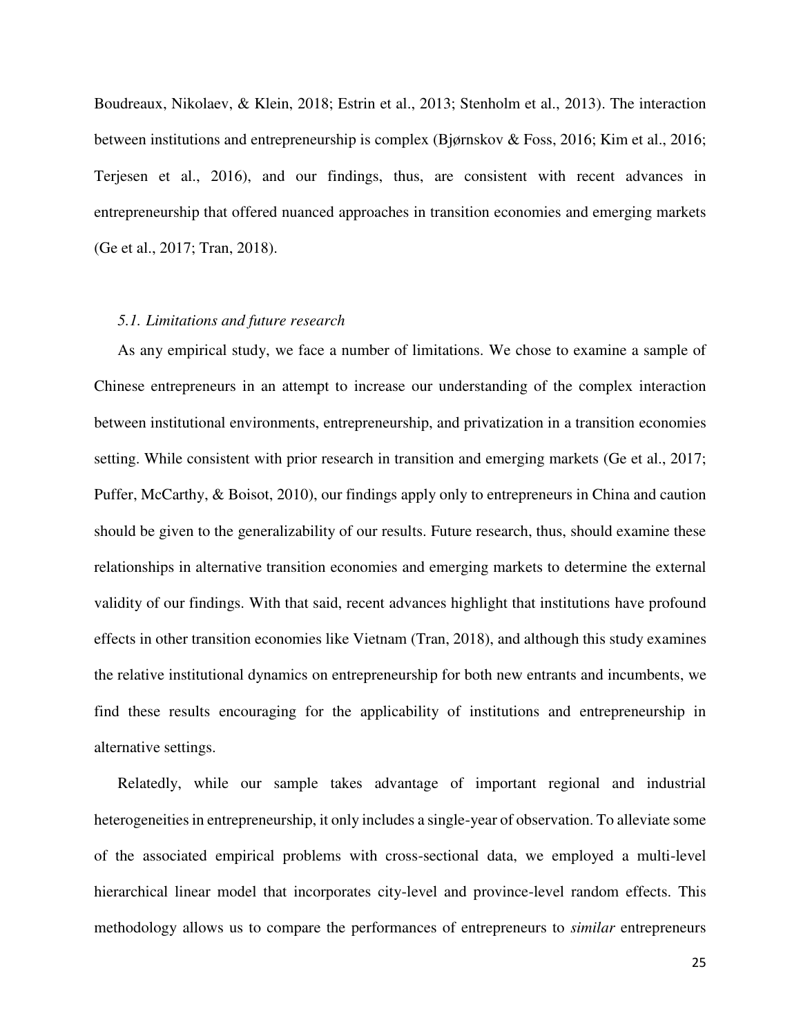Boudreaux, Nikolaev, & Klein, 2018; Estrin et al., 2013; Stenholm et al., 2013). The interaction between institutions and entrepreneurship is complex (Bjørnskov & Foss, 2016; Kim et al., 2016; Terjesen et al., 2016), and our findings, thus, are consistent with recent advances in entrepreneurship that offered nuanced approaches in transition economies and emerging markets (Ge et al., 2017; Tran, 2018).

### *5.1. Limitations and future research*

As any empirical study, we face a number of limitations. We chose to examine a sample of Chinese entrepreneurs in an attempt to increase our understanding of the complex interaction between institutional environments, entrepreneurship, and privatization in a transition economies setting. While consistent with prior research in transition and emerging markets (Ge et al., 2017; Puffer, McCarthy, & Boisot, 2010), our findings apply only to entrepreneurs in China and caution should be given to the generalizability of our results. Future research, thus, should examine these relationships in alternative transition economies and emerging markets to determine the external validity of our findings. With that said, recent advances highlight that institutions have profound effects in other transition economies like Vietnam (Tran, 2018), and although this study examines the relative institutional dynamics on entrepreneurship for both new entrants and incumbents, we find these results encouraging for the applicability of institutions and entrepreneurship in alternative settings.

Relatedly, while our sample takes advantage of important regional and industrial heterogeneities in entrepreneurship, it only includes a single-year of observation. To alleviate some of the associated empirical problems with cross-sectional data, we employed a multi-level hierarchical linear model that incorporates city-level and province-level random effects. This methodology allows us to compare the performances of entrepreneurs to *similar* entrepreneurs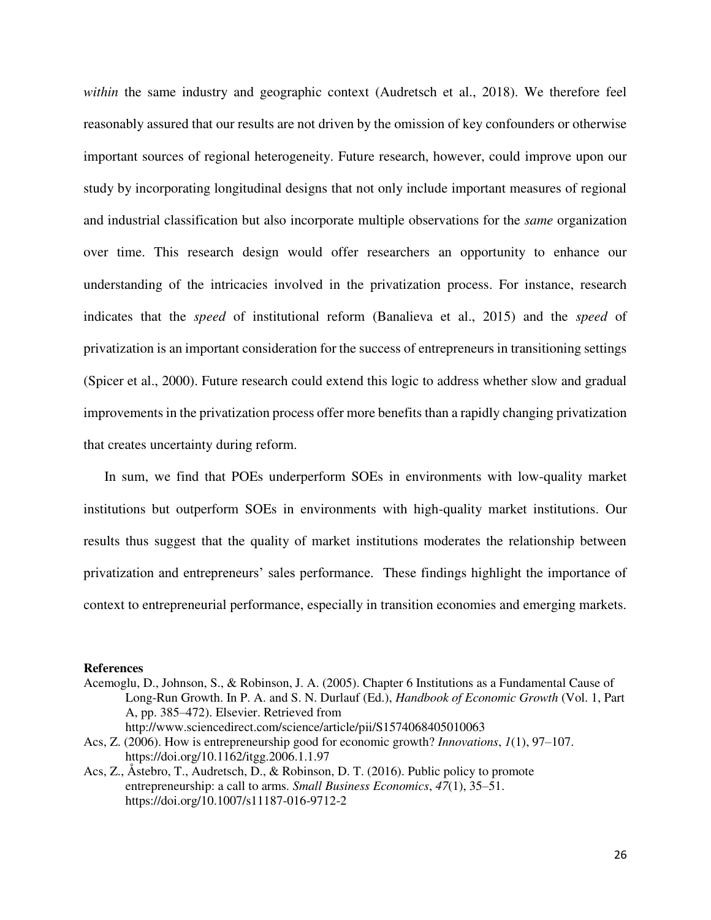*within* the same industry and geographic context (Audretsch et al., 2018). We therefore feel reasonably assured that our results are not driven by the omission of key confounders or otherwise important sources of regional heterogeneity. Future research, however, could improve upon our study by incorporating longitudinal designs that not only include important measures of regional and industrial classification but also incorporate multiple observations for the *same* organization over time. This research design would offer researchers an opportunity to enhance our understanding of the intricacies involved in the privatization process. For instance, research indicates that the *speed* of institutional reform (Banalieva et al., 2015) and the *speed* of privatization is an important consideration for the success of entrepreneurs in transitioning settings (Spicer et al., 2000). Future research could extend this logic to address whether slow and gradual improvements in the privatization process offer more benefits than a rapidly changing privatization that creates uncertainty during reform.

In sum, we find that POEs underperform SOEs in environments with low-quality market institutions but outperform SOEs in environments with high-quality market institutions. Our results thus suggest that the quality of market institutions moderates the relationship between privatization and entrepreneurs' sales performance. These findings highlight the importance of context to entrepreneurial performance, especially in transition economies and emerging markets.

**References**

Acemoglu, D., Johnson, S., & Robinson, J. A. (2005). Chapter 6 Institutions as a Fundamental Cause of Long-Run Growth. In P. A. and S. N. Durlauf (Ed.), *Handbook of Economic Growth* (Vol. 1, Part A, pp. 385–472). Elsevier. Retrieved from http://www.sciencedirect.com/science/article/pii/S1574068405010063

Acs, Z. (2006). How is entrepreneurship good for economic growth? *Innovations*, *1*(1), 97–107. https://doi.org/10.1162/itgg.2006.1.1.97

Acs, Z., Åstebro, T., Audretsch, D., & Robinson, D. T. (2016). Public policy to promote entrepreneurship: a call to arms. *Small Business Economics*, *47*(1), 35–51. https://doi.org/10.1007/s11187-016-9712-2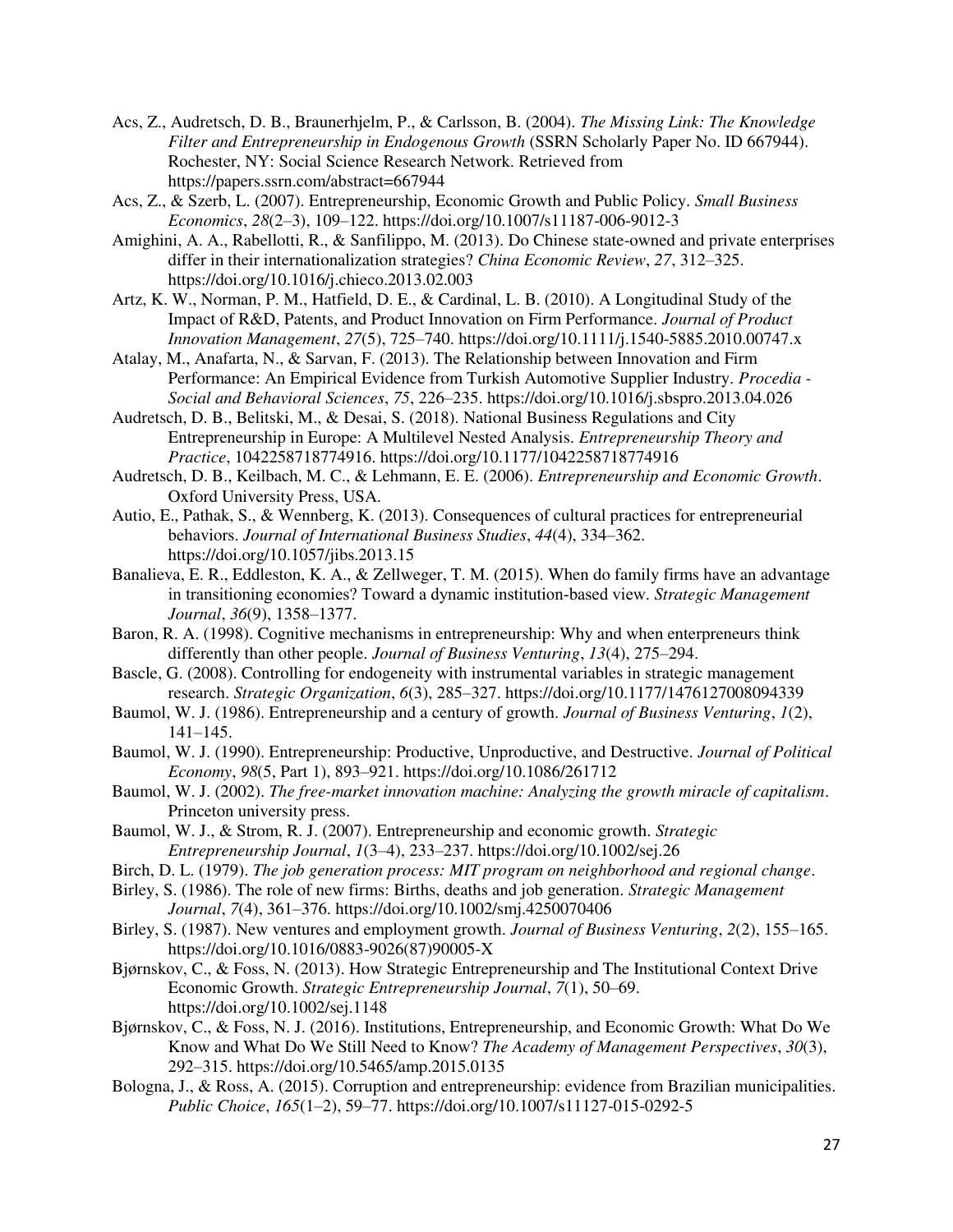Acs, Z., Audretsch, D. B., Braunerhjelm, P., & Carlsson, B. (2004). *The Missing Link: The Knowledge Filter and Entrepreneurship in Endogenous Growth* (SSRN Scholarly Paper No. ID 667944). Rochester, NY: Social Science Research Network. Retrieved from https://papers.ssrn.com/abstract=667944

Acs, Z., & Szerb, L. (2007). Entrepreneurship, Economic Growth and Public Policy. *Small Business Economics*, *28*(2–3), 109–122. https://doi.org/10.1007/s11187-006-9012-3

Amighini, A. A., Rabellotti, R., & Sanfilippo, M. (2013). Do Chinese state-owned and private enterprises differ in their internationalization strategies? *China Economic Review*, *27*, 312–325. https://doi.org/10.1016/j.chieco.2013.02.003

Artz, K. W., Norman, P. M., Hatfield, D. E., & Cardinal, L. B. (2010). A Longitudinal Study of the Impact of R&D, Patents, and Product Innovation on Firm Performance. *Journal of Product Innovation Management*, *27*(5), 725–740. https://doi.org/10.1111/j.1540-5885.2010.00747.x

Atalay, M., Anafarta, N., & Sarvan, F. (2013). The Relationship between Innovation and Firm Performance: An Empirical Evidence from Turkish Automotive Supplier Industry. *Procedia - Social and Behavioral Sciences*, *75*, 226–235. https://doi.org/10.1016/j.sbspro.2013.04.026

Audretsch, D. B., Belitski, M., & Desai, S. (2018). National Business Regulations and City Entrepreneurship in Europe: A Multilevel Nested Analysis. *Entrepreneurship Theory and Practice*, 1042258718774916. https://doi.org/10.1177/1042258718774916

Audretsch, D. B., Keilbach, M. C., & Lehmann, E. E. (2006). *Entrepreneurship and Economic Growth*. Oxford University Press, USA.

Autio, E., Pathak, S., & Wennberg, K. (2013). Consequences of cultural practices for entrepreneurial behaviors. *Journal of International Business Studies*, *44*(4), 334–362. https://doi.org/10.1057/jibs.2013.15

Banalieva, E. R., Eddleston, K. A., & Zellweger, T. M. (2015). When do family firms have an advantage in transitioning economies? Toward a dynamic institution-based view. *Strategic Management Journal*, *36*(9), 1358–1377.

Baron, R. A. (1998). Cognitive mechanisms in entrepreneurship: Why and when enterpreneurs think differently than other people. *Journal of Business Venturing*, *13*(4), 275–294.

Bascle, G. (2008). Controlling for endogeneity with instrumental variables in strategic management research. *Strategic Organization*, *6*(3), 285–327. https://doi.org/10.1177/1476127008094339

Baumol, W. J. (1986). Entrepreneurship and a century of growth. *Journal of Business Venturing*, *1*(2), 141–145.

Baumol, W. J. (1990). Entrepreneurship: Productive, Unproductive, and Destructive. *Journal of Political Economy*, *98*(5, Part 1), 893–921. https://doi.org/10.1086/261712

Baumol, W. J. (2002). *The free-market innovation machine: Analyzing the growth miracle of capitalism*. Princeton university press.

Baumol, W. J., & Strom, R. J. (2007). Entrepreneurship and economic growth. *Strategic Entrepreneurship Journal*, *1*(3–4), 233–237. https://doi.org/10.1002/sej.26

Birch, D. L. (1979). *The job generation process: MIT program on neighborhood and regional change*.

Birley, S. (1986). The role of new firms: Births, deaths and job generation. *Strategic Management Journal*, *7*(4), 361–376. https://doi.org/10.1002/smj.4250070406

Birley, S. (1987). New ventures and employment growth. *Journal of Business Venturing*, *2*(2), 155–165. https://doi.org/10.1016/0883-9026(87)90005-X

Bjørnskov, C., & Foss, N. (2013). How Strategic Entrepreneurship and The Institutional Context Drive Economic Growth. *Strategic Entrepreneurship Journal*, *7*(1), 50–69. https://doi.org/10.1002/sej.1148

Bjørnskov, C., & Foss, N. J. (2016). Institutions, Entrepreneurship, and Economic Growth: What Do We Know and What Do We Still Need to Know? *The Academy of Management Perspectives*, *30*(3), 292–315. https://doi.org/10.5465/amp.2015.0135

Bologna, J., & Ross, A. (2015). Corruption and entrepreneurship: evidence from Brazilian municipalities. *Public Choice*, *165*(1–2), 59–77. https://doi.org/10.1007/s11127-015-0292-5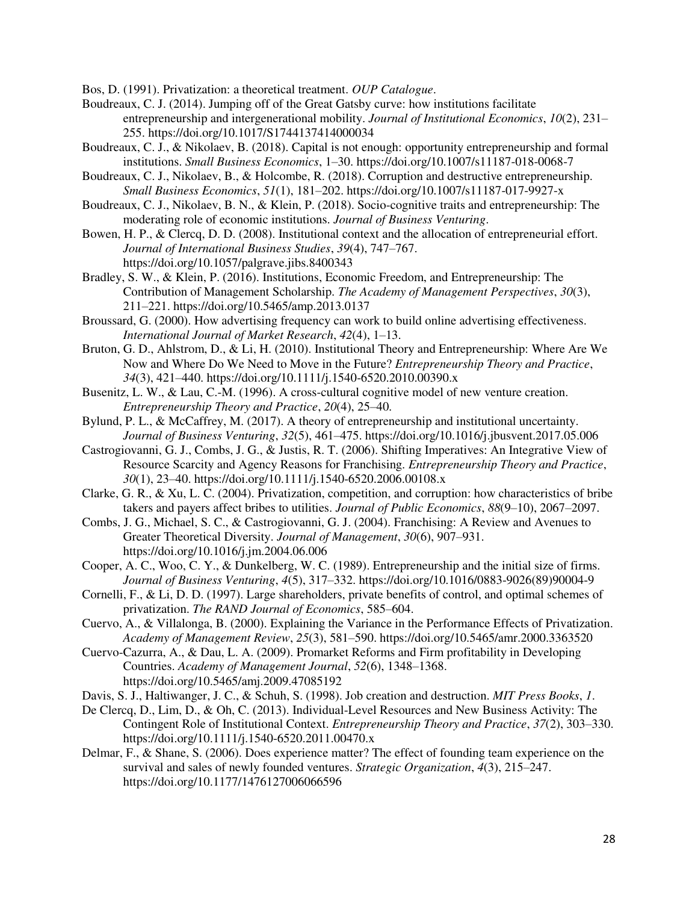Bos, D. (1991). Privatization: a theoretical treatment. *OUP Catalogue*.

Boudreaux, C. J. (2014). Jumping off of the Great Gatsby curve: how institutions facilitate entrepreneurship and intergenerational mobility. *Journal of Institutional Economics*, *10*(2), 231–255. https://doi.org/10.1017/S1744137414000034

Boudreaux, C. J., & Nikolaev, B. (2018). Capital is not enough: opportunity entrepreneurship and formal institutions. *Small Business Economics*, 1–30. https://doi.org/10.1007/s11187-018-0068-7

Boudreaux, C. J., Nikolaev, B., & Holcombe, R. (2018). Corruption and destructive entrepreneurship. *Small Business Economics*, *51*(1), 181–202. https://doi.org/10.1007/s11187-017-9927-x

Boudreaux, C. J., Nikolaev, B. N., & Klein, P. (2018). Socio-cognitive traits and entrepreneurship: The moderating role of economic institutions. *Journal of Business Venturing*.

Bowen, H. P., & Clercq, D. D. (2008). Institutional context and the allocation of entrepreneurial effort. *Journal of International Business Studies*, *39*(4), 747–767. https://doi.org/10.1057/palgrave.jibs.8400343

Bradley, S. W., & Klein, P. (2016). Institutions, Economic Freedom, and Entrepreneurship: The Contribution of Management Scholarship. *The Academy of Management Perspectives*, *30*(3), 211–221. https://doi.org/10.5465/amp.2013.0137

Broussard, G. (2000). How advertising frequency can work to build online advertising effectiveness. *International Journal of Market Research*, *42*(4), 1–13.

Bruton, G. D., Ahlstrom, D., & Li, H. (2010). Institutional Theory and Entrepreneurship: Where Are We Now and Where Do We Need to Move in the Future? *Entrepreneurship Theory and Practice*, *34*(3), 421–440. https://doi.org/10.1111/j.1540-6520.2010.00390.x

Busenitz, L. W., & Lau, C.-M. (1996). A cross-cultural cognitive model of new venture creation. *Entrepreneurship Theory and Practice*, *20*(4), 25–40.

Bylund, P. L., & McCaffrey, M. (2017). A theory of entrepreneurship and institutional uncertainty. *Journal of Business Venturing*, *32*(5), 461–475. https://doi.org/10.1016/j.jbusvent.2017.05.006

Castrogiovanni, G. J., Combs, J. G., & Justis, R. T. (2006). Shifting Imperatives: An Integrative View of Resource Scarcity and Agency Reasons for Franchising. *Entrepreneurship Theory and Practice*, *30*(1), 23–40. https://doi.org/10.1111/j.1540-6520.2006.00108.x

Clarke, G. R., & Xu, L. C. (2004). Privatization, competition, and corruption: how characteristics of bribe takers and payers affect bribes to utilities. *Journal of Public Economics*, *88*(9–10), 2067–2097.

Combs, J. G., Michael, S. C., & Castrogiovanni, G. J. (2004). Franchising: A Review and Avenues to Greater Theoretical Diversity. *Journal of Management*, *30*(6), 907–931. https://doi.org/10.1016/j.jm.2004.06.006

Cooper, A. C., Woo, C. Y., & Dunkelberg, W. C. (1989). Entrepreneurship and the initial size of firms. *Journal of Business Venturing*, *4*(5), 317–332. https://doi.org/10.1016/0883-9026(89)90004-9

Cornelli, F., & Li, D. D. (1997). Large shareholders, private benefits of control, and optimal schemes of privatization. *The RAND Journal of Economics*, 585–604.

Cuervo, A., & Villalonga, B. (2000). Explaining the Variance in the Performance Effects of Privatization. *Academy of Management Review*, *25*(3), 581–590. https://doi.org/10.5465/amr.2000.3363520

Cuervo-Cazurra, A., & Dau, L. A. (2009). Promarket Reforms and Firm profitability in Developing Countries. *Academy of Management Journal*, *52*(6), 1348–1368. https://doi.org/10.5465/amj.2009.47085192

Davis, S. J., Haltiwanger, J. C., & Schuh, S. (1998). Job creation and destruction. *MIT Press Books*, *1*.

De Clercq, D., Lim, D., & Oh, C. (2013). Individual-Level Resources and New Business Activity: The Contingent Role of Institutional Context. *Entrepreneurship Theory and Practice*, *37*(2), 303–330. https://doi.org/10.1111/j.1540-6520.2011.00470.x

Delmar, F., & Shane, S. (2006). Does experience matter? The effect of founding team experience on the survival and sales of newly founded ventures. *Strategic Organization*, *4*(3), 215–247. https://doi.org/10.1177/1476127006066596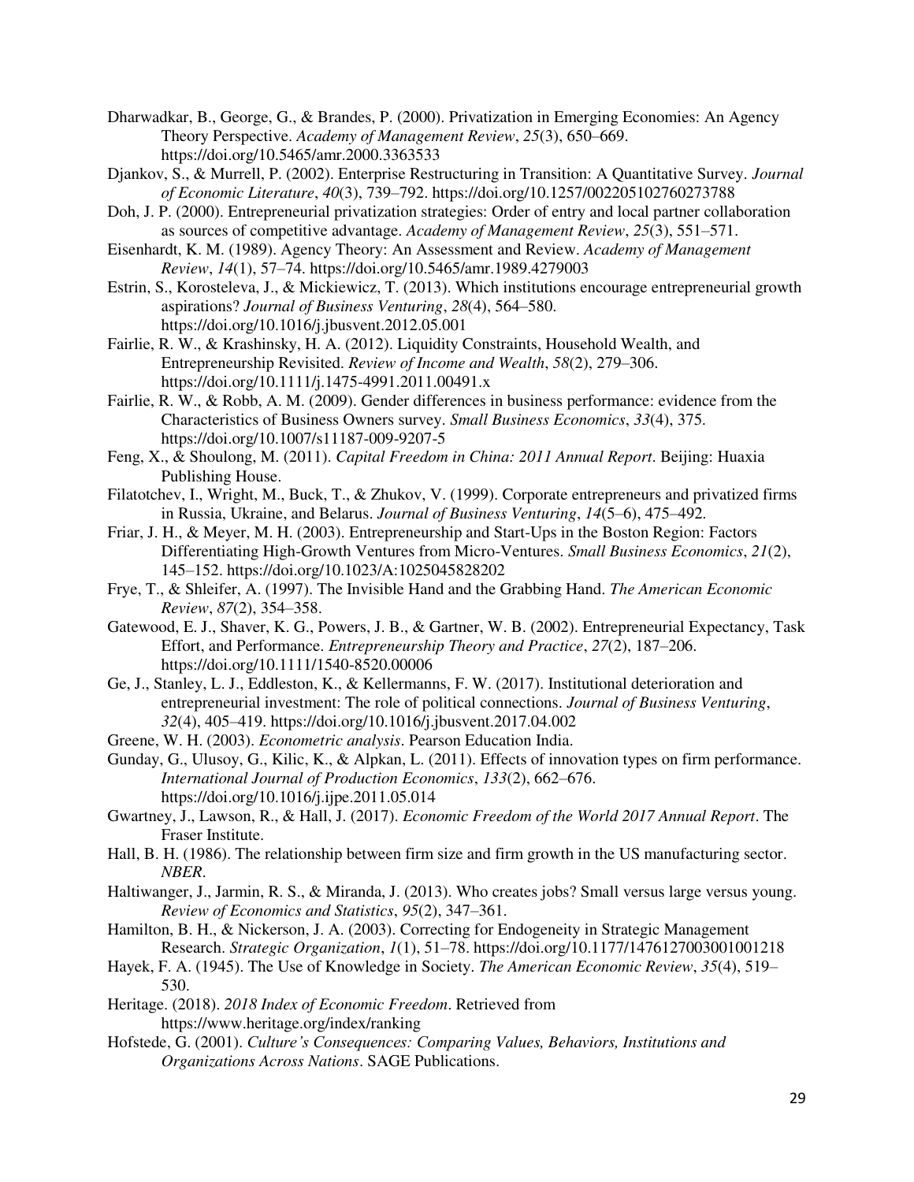Dharwadkar, B., George, G., & Brandes, P. (2000). Privatization in Emerging Economies: An Agency Theory Perspective. *Academy of Management Review*, *25*(3), 650–669. https://doi.org/10.5465/amr.2000.3363533

Djankov, S., & Murrell, P. (2002). Enterprise Restructuring in Transition: A Quantitative Survey. *Journal of Economic Literature*, *40*(3), 739–792. https://doi.org/10.1257/002205102760273788

Doh, J. P. (2000). Entrepreneurial privatization strategies: Order of entry and local partner collaboration as sources of competitive advantage. *Academy of Management Review*, *25*(3), 551–571.

Eisenhardt, K. M. (1989). Agency Theory: An Assessment and Review. *Academy of Management Review*, *14*(1), 57–74. https://doi.org/10.5465/amr.1989.4279003

Estrin, S., Korosteleva, J., & Mickiewicz, T. (2013). Which institutions encourage entrepreneurial growth aspirations? *Journal of Business Venturing*, *28*(4), 564–580. https://doi.org/10.1016/j.jbusvent.2012.05.001

Fairlie, R. W., & Krashinsky, H. A. (2012). Liquidity Constraints, Household Wealth, and Entrepreneurship Revisited. *Review of Income and Wealth*, *58*(2), 279–306. https://doi.org/10.1111/j.1475-4991.2011.00491.x

Fairlie, R. W., & Robb, A. M. (2009). Gender differences in business performance: evidence from the Characteristics of Business Owners survey. *Small Business Economics*, *33*(4), 375. https://doi.org/10.1007/s11187-009-9207-5

Feng, X., & Shoulong, M. (2011). *Capital Freedom in China: 2011 Annual Report*. Beijing: Huaxia Publishing House.

Filatotchev, I., Wright, M., Buck, T., & Zhukov, V. (1999). Corporate entrepreneurs and privatized firms in Russia, Ukraine, and Belarus. *Journal of Business Venturing*, *14*(5–6), 475–492.

Friar, J. H., & Meyer, M. H. (2003). Entrepreneurship and Start-Ups in the Boston Region: Factors Differentiating High-Growth Ventures from Micro-Ventures. *Small Business Economics*, *21*(2), 145–152. https://doi.org/10.1023/A:1025045828202

Frye, T., & Shleifer, A. (1997). The Invisible Hand and the Grabbing Hand. *The American Economic Review*, *87*(2), 354–358.

Gatewood, E. J., Shaver, K. G., Powers, J. B., & Gartner, W. B. (2002). Entrepreneurial Expectancy, Task Effort, and Performance. *Entrepreneurship Theory and Practice*, *27*(2), 187–206. https://doi.org/10.1111/1540-8520.00006

Ge, J., Stanley, L. J., Eddleston, K., & Kellermanns, F. W. (2017). Institutional deterioration and entrepreneurial investment: The role of political connections. *Journal of Business Venturing*, *32*(4), 405–419. https://doi.org/10.1016/j.jbusvent.2017.04.002

Greene, W. H. (2003). *Econometric analysis*. Pearson Education India.

Gunday, G., Ulusoy, G., Kilic, K., & Alpkan, L. (2011). Effects of innovation types on firm performance. *International Journal of Production Economics*, *133*(2), 662–676. https://doi.org/10.1016/j.ijpe.2011.05.014

Gwartney, J., Lawson, R., & Hall, J. (2017). *Economic Freedom of the World 2017 Annual Report*. The Fraser Institute.

Hall, B. H. (1986). The relationship between firm size and firm growth in the US manufacturing sector. *NBER*.

Haltiwanger, J., Jarmin, R. S., & Miranda, J. (2013). Who creates jobs? Small versus large versus young. *Review of Economics and Statistics*, *95*(2), 347–361.

Hamilton, B. H., & Nickerson, J. A. (2003). Correcting for Endogeneity in Strategic Management Research. *Strategic Organization*, *1*(1), 51–78. https://doi.org/10.1177/1476127003001001218

Hayek, F. A. (1945). The Use of Knowledge in Society. *The American Economic Review*, *35*(4), 519–530.

Heritage. (2018). *2018 Index of Economic Freedom*. Retrieved from https://www.heritage.org/index/ranking

Hofstede, G. (2001). *Culture's Consequences: Comparing Values, Behaviors, Institutions and Organizations Across Nations*. SAGE Publications.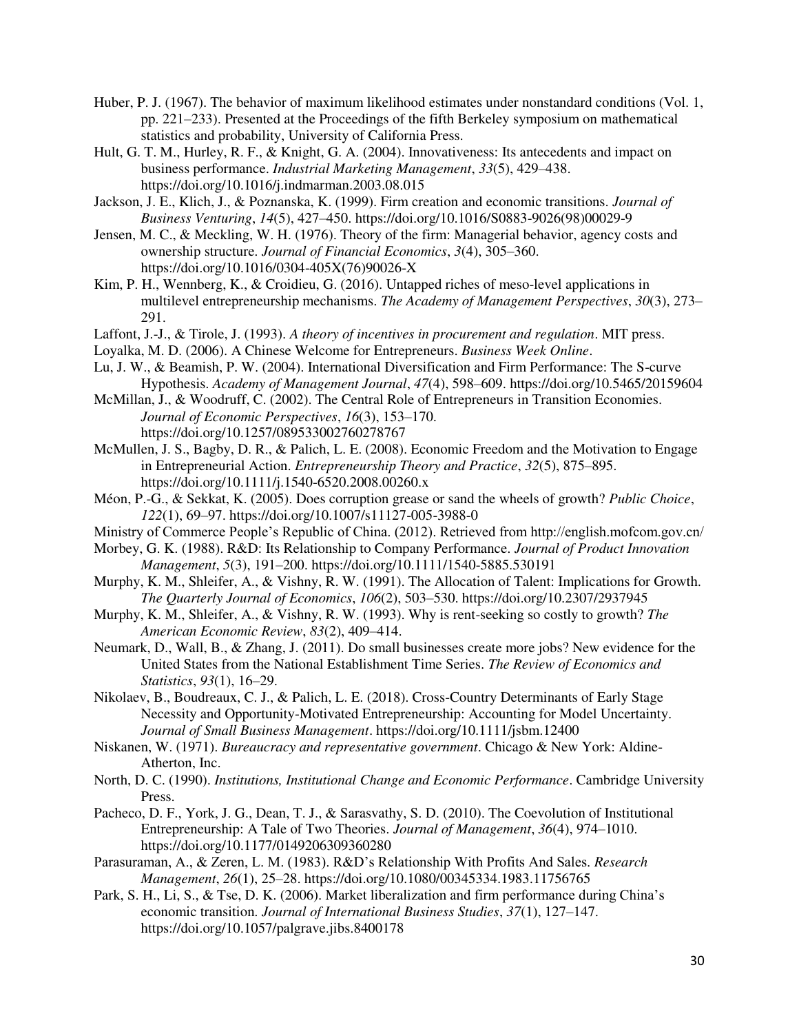Huber, P. J. (1967). The behavior of maximum likelihood estimates under nonstandard conditions (Vol. 1, pp. 221–233). Presented at the Proceedings of the fifth Berkeley symposium on mathematical statistics and probability, University of California Press.

Hult, G. T. M., Hurley, R. F., & Knight, G. A. (2004). Innovativeness: Its antecedents and impact on business performance. *Industrial Marketing Management*, *33*(5), 429–438. https://doi.org/10.1016/j.indmarman.2003.08.015

Jackson, J. E., Klich, J., & Poznanska, K. (1999). Firm creation and economic transitions. *Journal of Business Venturing*, *14*(5), 427–450. https://doi.org/10.1016/S0883-9026(98)00029-9

Jensen, M. C., & Meckling, W. H. (1976). Theory of the firm: Managerial behavior, agency costs and ownership structure. *Journal of Financial Economics*, *3*(4), 305–360. https://doi.org/10.1016/0304-405X(76)90026-X

Kim, P. H., Wennberg, K., & Croidieu, G. (2016). Untapped riches of meso-level applications in multilevel entrepreneurship mechanisms. *The Academy of Management Perspectives*, *30*(3), 273–291.

Laffont, J.-J., & Tirole, J. (1993). *A theory of incentives in procurement and regulation*. MIT press.

Loyalka, M. D. (2006). A Chinese Welcome for Entrepreneurs. *Business Week Online*.

Lu, J. W., & Beamish, P. W. (2004). International Diversification and Firm Performance: The S-curve Hypothesis. *Academy of Management Journal*, *47*(4), 598–609. https://doi.org/10.5465/20159604

McMillan, J., & Woodruff, C. (2002). The Central Role of Entrepreneurs in Transition Economies. *Journal of Economic Perspectives*, *16*(3), 153–170. https://doi.org/10.1257/089533002760278767

McMullen, J. S., Bagby, D. R., & Palich, L. E. (2008). Economic Freedom and the Motivation to Engage in Entrepreneurial Action. *Entrepreneurship Theory and Practice*, *32*(5), 875–895. https://doi.org/10.1111/j.1540-6520.2008.00260.x

Méon, P.-G., & Sekkat, K. (2005). Does corruption grease or sand the wheels of growth? *Public Choice*, *122*(1), 69–97. https://doi.org/10.1007/s11127-005-3988-0

Ministry of Commerce People's Republic of China. (2012). Retrieved from http://english.mofcom.gov.cn/

Morbey, G. K. (1988). R&D: Its Relationship to Company Performance. *Journal of Product Innovation Management*, *5*(3), 191–200. https://doi.org/10.1111/1540-5885.530191

Murphy, K. M., Shleifer, A., & Vishny, R. W. (1991). The Allocation of Talent: Implications for Growth. *The Quarterly Journal of Economics*, *106*(2), 503–530. https://doi.org/10.2307/2937945

Murphy, K. M., Shleifer, A., & Vishny, R. W. (1993). Why is rent-seeking so costly to growth? *The American Economic Review*, *83*(2), 409–414.

Neumark, D., Wall, B., & Zhang, J. (2011). Do small businesses create more jobs? New evidence for the United States from the National Establishment Time Series. *The Review of Economics and Statistics*, *93*(1), 16–29.

Nikolaev, B., Boudreaux, C. J., & Palich, L. E. (2018). Cross-Country Determinants of Early Stage Necessity and Opportunity-Motivated Entrepreneurship: Accounting for Model Uncertainty. *Journal of Small Business Management*. https://doi.org/10.1111/jsbm.12400

Niskanen, W. (1971). *Bureaucracy and representative government*. Chicago & New York: Aldine-Atherton, Inc.

North, D. C. (1990). *Institutions, Institutional Change and Economic Performance*. Cambridge University Press.

Pacheco, D. F., York, J. G., Dean, T. J., & Sarasvathy, S. D. (2010). The Coevolution of Institutional Entrepreneurship: A Tale of Two Theories. *Journal of Management*, *36*(4), 974–1010. https://doi.org/10.1177/0149206309360280

Parasuraman, A., & Zeren, L. M. (1983). R&D's Relationship With Profits And Sales. *Research Management*, *26*(1), 25–28. https://doi.org/10.1080/00345334.1983.11756765

Park, S. H., Li, S., & Tse, D. K. (2006). Market liberalization and firm performance during China's economic transition. *Journal of International Business Studies*, *37*(1), 127–147. https://doi.org/10.1057/palgrave.jibs.8400178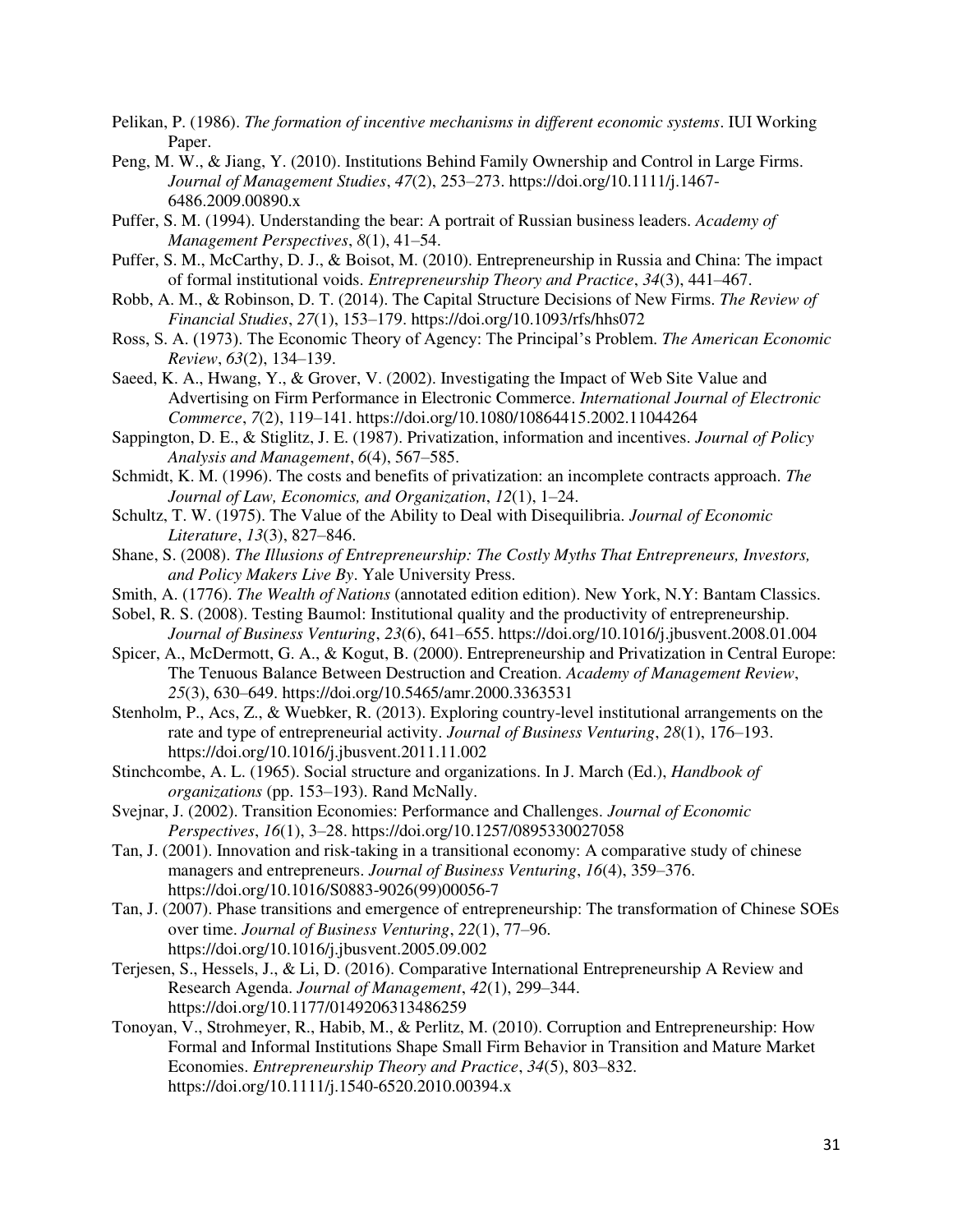Pelikan, P. (1986). *The formation of incentive mechanisms in different economic systems*. IUI Working Paper.

Peng, M. W., & Jiang, Y. (2010). Institutions Behind Family Ownership and Control in Large Firms. *Journal of Management Studies*, *47*(2), 253–273. https://doi.org/10.1111/j.1467-6486.2009.00890.x

Puffer, S. M. (1994). Understanding the bear: A portrait of Russian business leaders. *Academy of Management Perspectives*, *8*(1), 41–54.

Puffer, S. M., McCarthy, D. J., & Boisot, M. (2010). Entrepreneurship in Russia and China: The impact of formal institutional voids. *Entrepreneurship Theory and Practice*, *34*(3), 441–467.

Robb, A. M., & Robinson, D. T. (2014). The Capital Structure Decisions of New Firms. *The Review of Financial Studies*, *27*(1), 153–179. https://doi.org/10.1093/rfs/hhs072

Ross, S. A. (1973). The Economic Theory of Agency: The Principal's Problem. *The American Economic Review*, *63*(2), 134–139.

Saeed, K. A., Hwang, Y., & Grover, V. (2002). Investigating the Impact of Web Site Value and Advertising on Firm Performance in Electronic Commerce. *International Journal of Electronic Commerce*, *7*(2), 119–141. https://doi.org/10.1080/10864415.2002.11044264

Sappington, D. E., & Stiglitz, J. E. (1987). Privatization, information and incentives. *Journal of Policy Analysis and Management*, *6*(4), 567–585.

Schmidt, K. M. (1996). The costs and benefits of privatization: an incomplete contracts approach. *The Journal of Law, Economics, and Organization*, *12*(1), 1–24.

Schultz, T. W. (1975). The Value of the Ability to Deal with Disequilibria. *Journal of Economic Literature*, *13*(3), 827–846.

Shane, S. (2008). *The Illusions of Entrepreneurship: The Costly Myths That Entrepreneurs, Investors, and Policy Makers Live By*. Yale University Press.

Smith, A. (1776). *The Wealth of Nations* (annotated edition edition). New York, N.Y: Bantam Classics.

Sobel, R. S. (2008). Testing Baumol: Institutional quality and the productivity of entrepreneurship. *Journal of Business Venturing*, *23*(6), 641–655. https://doi.org/10.1016/j.jbusvent.2008.01.004

Spicer, A., McDermott, G. A., & Kogut, B. (2000). Entrepreneurship and Privatization in Central Europe: The Tenuous Balance Between Destruction and Creation. *Academy of Management Review*, *25*(3), 630–649. https://doi.org/10.5465/amr.2000.3363531

Stenholm, P., Acs, Z., & Wuebker, R. (2013). Exploring country-level institutional arrangements on the rate and type of entrepreneurial activity. *Journal of Business Venturing*, *28*(1), 176–193. https://doi.org/10.1016/j.jbusvent.2011.11.002

Stinchcombe, A. L. (1965). Social structure and organizations. In J. March (Ed.), *Handbook of organizations* (pp. 153–193). Rand McNally.

Svejnar, J. (2002). Transition Economies: Performance and Challenges. *Journal of Economic Perspectives*, *16*(1), 3–28. https://doi.org/10.1257/0895330027058

Tan, J. (2001). Innovation and risk-taking in a transitional economy: A comparative study of chinese managers and entrepreneurs. *Journal of Business Venturing*, *16*(4), 359–376. https://doi.org/10.1016/S0883-9026(99)00056-7

Tan, J. (2007). Phase transitions and emergence of entrepreneurship: The transformation of Chinese SOEs over time. *Journal of Business Venturing*, *22*(1), 77–96. https://doi.org/10.1016/j.jbusvent.2005.09.002

Terjesen, S., Hessels, J., & Li, D. (2016). Comparative International Entrepreneurship A Review and Research Agenda. *Journal of Management*, *42*(1), 299–344. https://doi.org/10.1177/0149206313486259

Tonoyan, V., Strohmeyer, R., Habib, M., & Perlitz, M. (2010). Corruption and Entrepreneurship: How Formal and Informal Institutions Shape Small Firm Behavior in Transition and Mature Market Economies. *Entrepreneurship Theory and Practice*, *34*(5), 803–832. https://doi.org/10.1111/j.1540-6520.2010.00394.x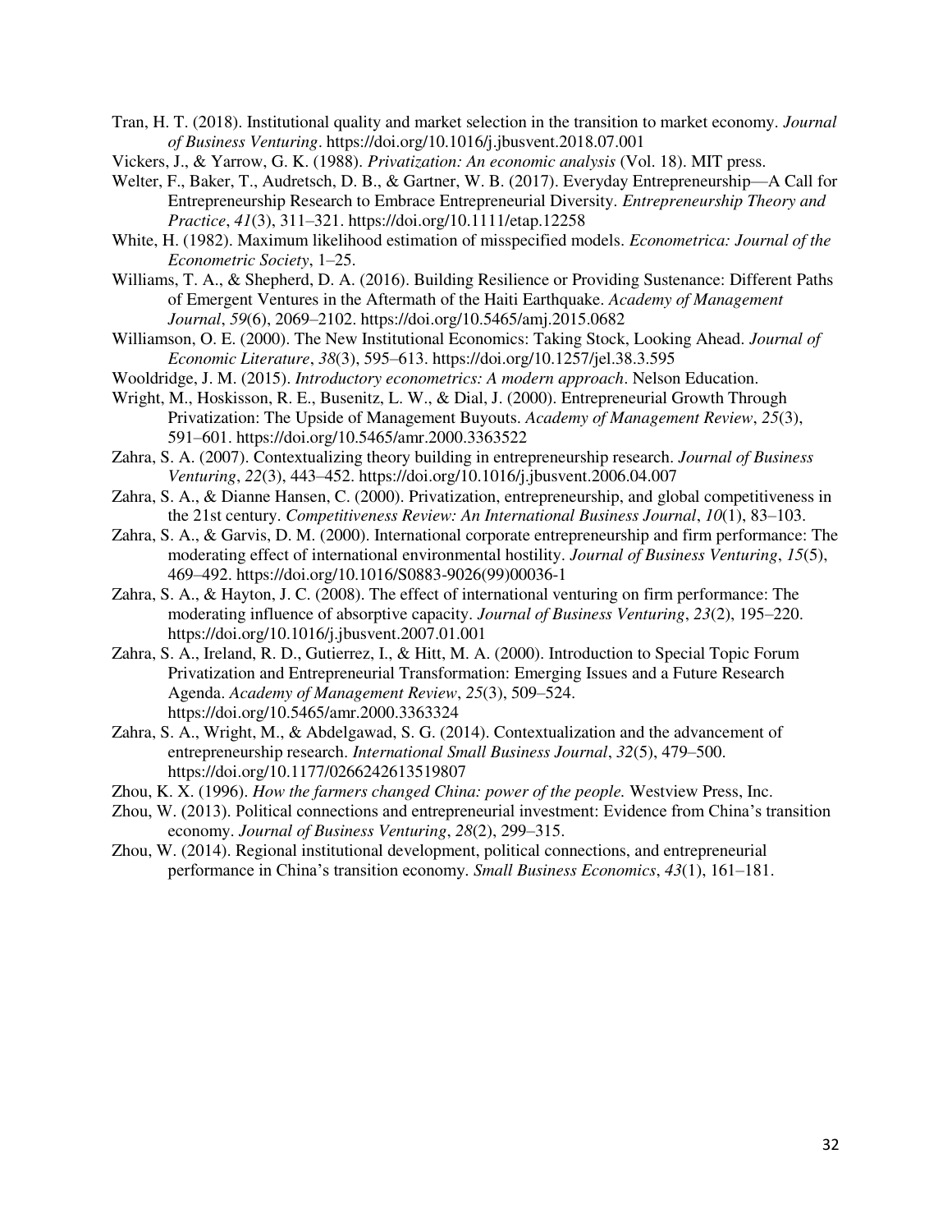Tran, H. T. (2018). Institutional quality and market selection in the transition to market economy. *Journal of Business Venturing*. https://doi.org/10.1016/j.jbusvent.2018.07.001

Vickers, J., & Yarrow, G. K. (1988). *Privatization: An economic analysis* (Vol. 18). MIT press.

Welter, F., Baker, T., Audretsch, D. B., & Gartner, W. B. (2017). Everyday Entrepreneurship—A Call for Entrepreneurship Research to Embrace Entrepreneurial Diversity. *Entrepreneurship Theory and Practice*, *41*(3), 311–321. https://doi.org/10.1111/etap.12258

White, H. (1982). Maximum likelihood estimation of misspecified models. *Econometrica: Journal of the Econometric Society*, 1–25.

Williams, T. A., & Shepherd, D. A. (2016). Building Resilience or Providing Sustenance: Different Paths of Emergent Ventures in the Aftermath of the Haiti Earthquake. *Academy of Management Journal*, *59*(6), 2069–2102. https://doi.org/10.5465/amj.2015.0682

Williamson, O. E. (2000). The New Institutional Economics: Taking Stock, Looking Ahead. *Journal of Economic Literature*, *38*(3), 595–613. https://doi.org/10.1257/jel.38.3.595

Wooldridge, J. M. (2015). *Introductory econometrics: A modern approach*. Nelson Education.

Wright, M., Hoskisson, R. E., Busenitz, L. W., & Dial, J. (2000). Entrepreneurial Growth Through Privatization: The Upside of Management Buyouts. *Academy of Management Review*, *25*(3), 591–601. https://doi.org/10.5465/amr.2000.3363522

Zahra, S. A. (2007). Contextualizing theory building in entrepreneurship research. *Journal of Business Venturing*, *22*(3), 443–452. https://doi.org/10.1016/j.jbusvent.2006.04.007

Zahra, S. A., & Dianne Hansen, C. (2000). Privatization, entrepreneurship, and global competitiveness in the 21st century. *Competitiveness Review: An International Business Journal*, *10*(1), 83–103.

Zahra, S. A., & Garvis, D. M. (2000). International corporate entrepreneurship and firm performance: The moderating effect of international environmental hostility. *Journal of Business Venturing*, *15*(5), 469–492. https://doi.org/10.1016/S0883-9026(99)00036-1

Zahra, S. A., & Hayton, J. C. (2008). The effect of international venturing on firm performance: The moderating influence of absorptive capacity. *Journal of Business Venturing*, *23*(2), 195–220. https://doi.org/10.1016/j.jbusvent.2007.01.001

Zahra, S. A., Ireland, R. D., Gutierrez, I., & Hitt, M. A. (2000). Introduction to Special Topic Forum Privatization and Entrepreneurial Transformation: Emerging Issues and a Future Research Agenda. *Academy of Management Review*, *25*(3), 509–524. https://doi.org/10.5465/amr.2000.3363324

Zahra, S. A., Wright, M., & Abdelgawad, S. G. (2014). Contextualization and the advancement of entrepreneurship research. *International Small Business Journal*, *32*(5), 479–500. https://doi.org/10.1177/0266242613519807

Zhou, K. X. (1996). *How the farmers changed China: power of the people.* Westview Press, Inc.

Zhou, W. (2013). Political connections and entrepreneurial investment: Evidence from China's transition economy. *Journal of Business Venturing*, *28*(2), 299–315.

Zhou, W. (2014). Regional institutional development, political connections, and entrepreneurial performance in China's transition economy. *Small Business Economics*, *43*(1), 161–181.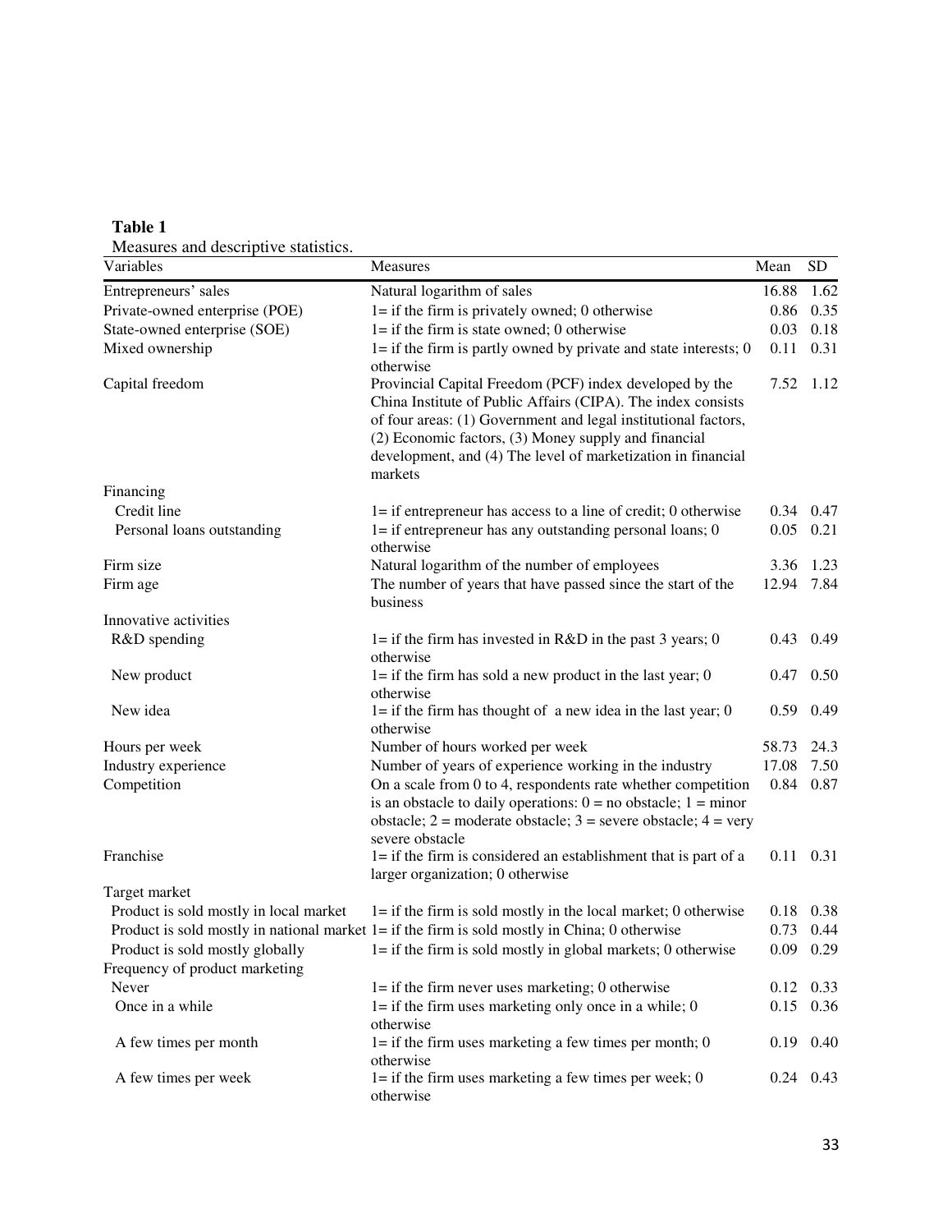**Table 1**

Measures and descriptive statistics.

| Variables | Measures | Mean | SD |
|---|---|---|---|
| Entrepreneurs' sales | Natural logarithm of sales | 16.88 | 1.62 |
| Private-owned enterprise (POE) | 1= if the firm is privately owned; 0 otherwise | 0.86 | 0.35 |
| State-owned enterprise (SOE) | 1= if the firm is state owned; 0 otherwise | 0.03 | 0.18 |
| Mixed ownership | 1= if the firm is partly owned by private and state interests; 0 otherwise | 0.11 | 0.31 |
| Capital freedom | Provincial Capital Freedom (PCF) index developed by the China Institute of Public Affairs (CIPA). The index consists of four areas: (1) Government and legal institutional factors, (2) Economic factors, (3) Money supply and financial development, and (4) The level of marketization in financial markets | 7.52 | 1.12 |
| Financing | | | |
| Credit line | 1= if entrepreneur has access to a line of credit; 0 otherwise | 0.34 | 0.47 |
| Personal loans outstanding | 1= if entrepreneur has any outstanding personal loans; 0 otherwise | 0.05 | 0.21 |
| Firm size | Natural logarithm of the number of employees | 3.36 | 1.23 |
| Firm age | The number of years that have passed since the start of the business | 12.94 | 7.84 |
| Innovative activities | | | |
| R&D spending | 1= if the firm has invested in R&D in the past 3 years; 0 otherwise | 0.43 | 0.49 |
| New product | 1= if the firm has sold a new product in the last year; 0 otherwise | 0.47 | 0.50 |
| New idea | 1= if the firm has thought of a new idea in the last year; 0 otherwise | 0.59 | 0.49 |
| Hours per week | Number of hours worked per week | 58.73 | 24.3 |
| Industry experience | Number of years of experience working in the industry | 17.08 | 7.50 |
| Competition | On a scale from 0 to 4, respondents rate whether competition is an obstacle to daily operations: 0 = no obstacle; 1 = minor obstacle; 2 = moderate obstacle; 3 = severe obstacle; 4 = very severe obstacle | 0.84 | 0.87 |
| Franchise | 1= if the firm is considered an establishment that is part of a larger organization; 0 otherwise | 0.11 | 0.31 |
| Target market | | | |
| Product is sold mostly in local market | 1= if the firm is sold mostly in the local market; 0 otherwise | 0.18 | 0.38 |
| Product is sold mostly in national market | 1= if the firm is sold mostly in China; 0 otherwise | 0.73 | 0.44 |
| Product is sold mostly globally | 1= if the firm is sold mostly in global markets; 0 otherwise | 0.09 | 0.29 |
| Frequency of product marketing | | | |
| Never | 1= if the firm never uses marketing; 0 otherwise | 0.12 | 0.33 |
| Once in a while | 1= if the firm uses marketing only once in a while; 0 otherwise | 0.15 | 0.36 |
| A few times per month | 1= if the firm uses marketing a few times per month; 0 otherwise | 0.19 | 0.40 |
| A few times per week | 1= if the firm uses marketing a few times per week; 0 otherwise | 0.24 | 0.43 |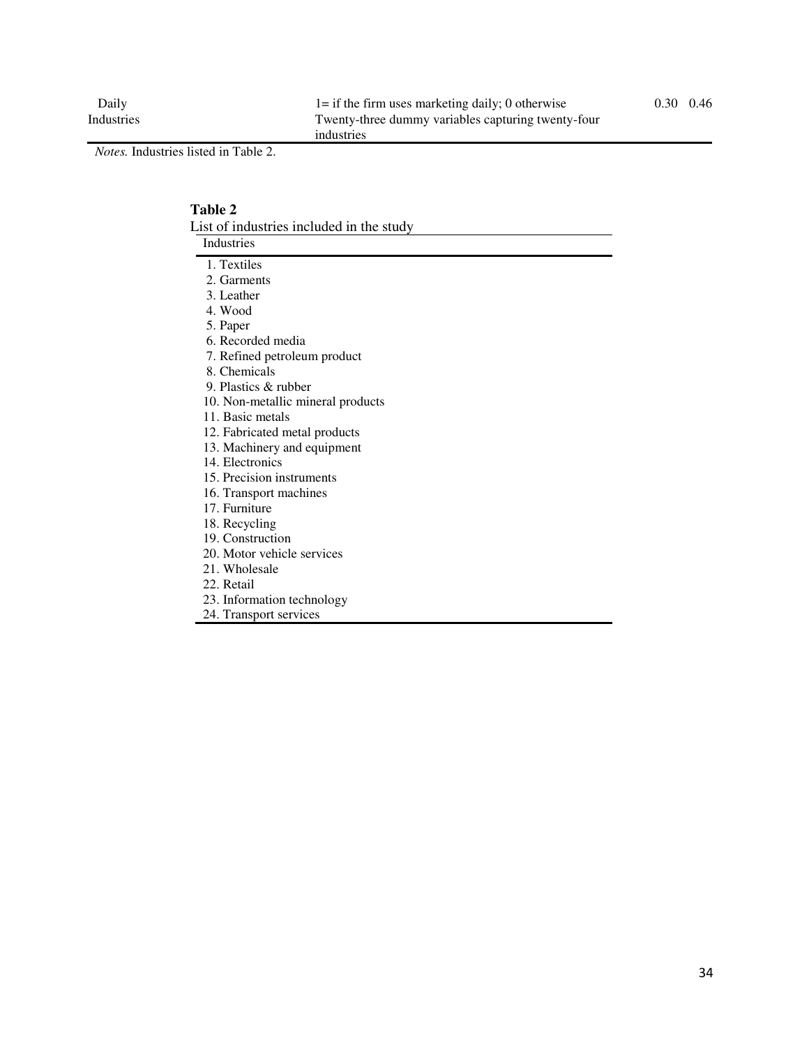| Daily | 1= if the firm uses marketing daily; 0 otherwise | 0.30 | 0.46 |
|---|---|---|---|
| Industries | Twenty-three dummy variables capturing twenty-four industries | | |

*Notes.* Industries listed in Table 2.

**Table 2**

List of industries included in the study

| Industries |
|---|
| 1. Textiles |
| 2. Garments |
| 3. Leather |
| 4. Wood |
| 5. Paper |
| 6. Recorded media |
| 7. Refined petroleum product |
| 8. Chemicals |
| 9. Plastics & rubber |
| 10. Non-metallic mineral products |
| 11. Basic metals |
| 12. Fabricated metal products |
| 13. Machinery and equipment |
| 14. Electronics |
| 15. Precision instruments |
| 16. Transport machines |
| 17. Furniture |
| 18. Recycling |
| 19. Construction |
| 20. Motor vehicle services |
| 21. Wholesale |
| 22. Retail |
| 23. Information technology |
| 24. Transport services |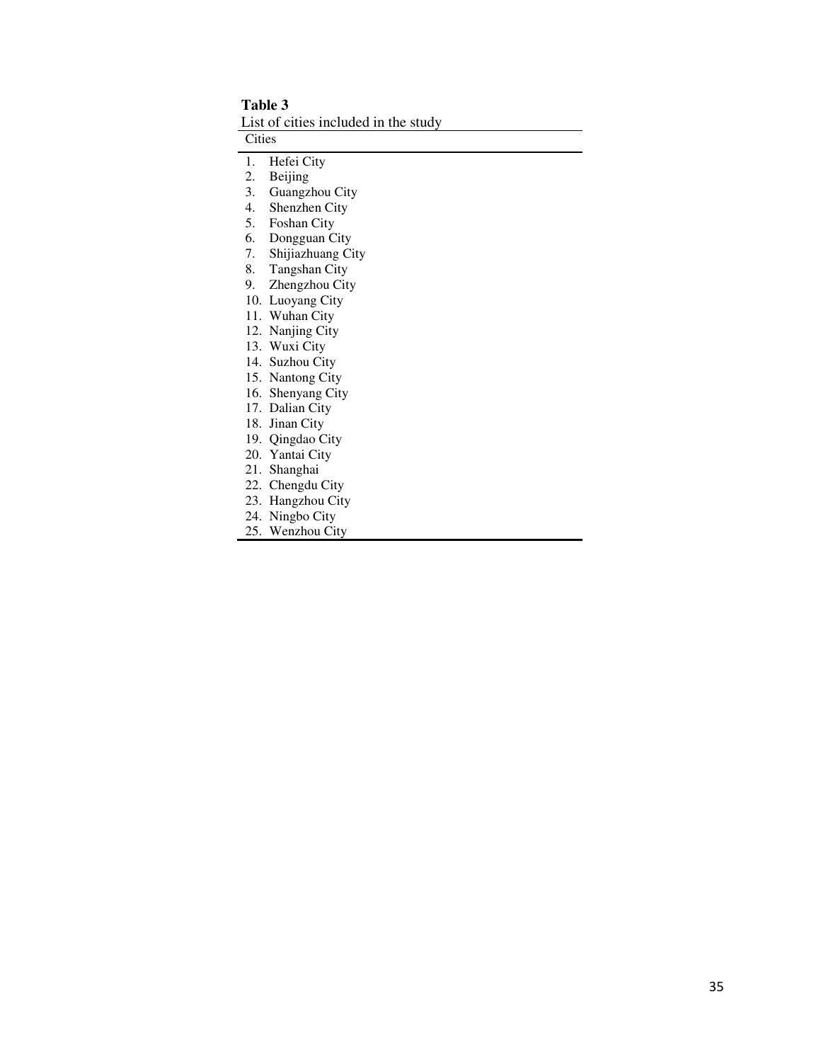**Table 3**

List of cities included in the study

| Cities |
|---|
| 1. Hefei City |
| 2. Beijing |
| 3. Guangzhou City |
| 4. Shenzhen City |
| 5. Foshan City |
| 6. Dongguan City |
| 7. Shijiazhuang City |
| 8. Tangshan City |
| 9. Zhengzhou City |
| 10. Luoyang City |
| 11. Wuhan City |
| 12. Nanjing City |
| 13. Wuxi City |
| 14. Suzhou City |
| 15. Nantong City |
| 16. Shenyang City |
| 17. Dalian City |
| 18. Jinan City |
| 19. Qingdao City |
| 20. Yantai City |
| 21. Shanghai |
| 22. Chengdu City |
| 23. Hangzhou City |
| 24. Ningbo City |
| 25. Wenzhou City |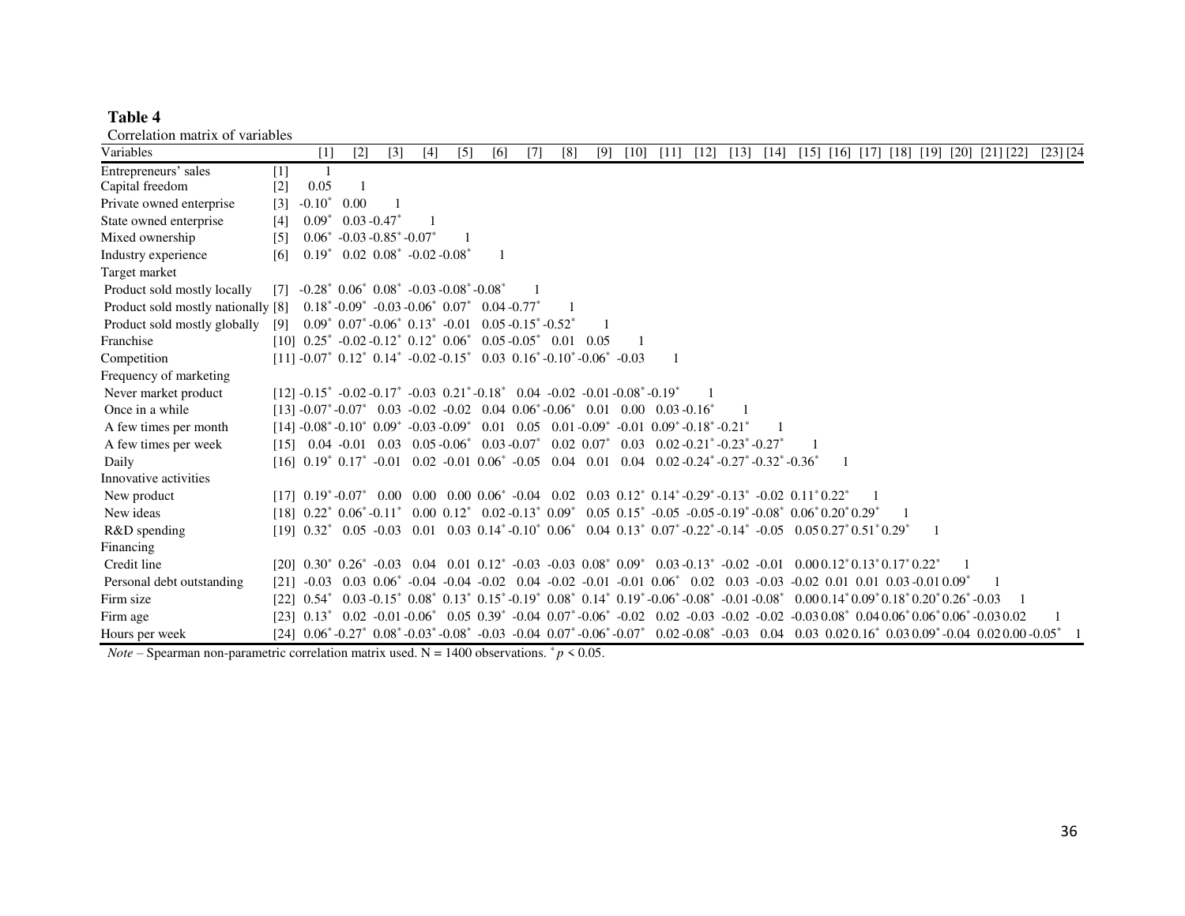**Table 4**

Correlation matrix of variables

| Variables | | [1] | [2] | [3] | [4] | [5] | [6] | [7] | [8] | [9] | [10] | [11] | [12] | [13] | [14] | [15] | [16] | [17] | [18] | [19] | [20] | [21] | [22] | [23] | [24] |
|---|---|---|---|---|---|---|---|---|---|---|---|---|---|---|---|---|---|---|---|---|---|---|---|---|---|
| Entrepreneurs' sales | [1] | 1 | | | | | | | | | | | | | | | | | | | | | | | |
| Capital freedom | [2] | 0.05 | 1 | | | | | | | | | | | | | | | | | | | | | | |
| Private owned enterprise | [3] | -0.10* | 0.00 | 1 | | | | | | | | | | | | | | | | | | | | | |
| State owned enterprise | [4] | 0.09* | 0.03 | -0.47* | 1 | | | | | | | | | | | | | | | | | | | | |
| Mixed ownership | [5] | 0.06* | -0.03 | -0.85* | -0.07* | 1 | | | | | | | | | | | | | | | | | | | |
| Industry experience | [6] | 0.19* | 0.02 | 0.08* | -0.02 | -0.08* | 1 | | | | | | | | | | | | | | | | | | |
| Target market | | | | | | | | | | | | | | | | | | | | | | | | | |
| Product sold mostly locally | [7] | -0.28* | 0.06* | 0.08* | -0.03 | -0.08* | -0.08* | 1 | | | | | | | | | | | | | | | | | |
| Product sold mostly nationally | [8] | 0.18* | -0.09* | -0.03 | -0.06* | 0.07* | 0.04 | -0.77* | 1 | | | | | | | | | | | | | | | | |
| Product sold mostly globally | [9] | 0.09* | 0.07* | -0.06* | 0.13* | -0.01 | 0.05 | -0.15* | -0.52* | 1 | | | | | | | | | | | | | | | |
| Franchise | [10] | 0.25* | -0.02 | -0.12* | 0.12* | 0.06* | 0.05 | -0.05* | 0.01 | 0.05 | 1 | | | | | | | | | | | | | | |
| Competition | [11] | -0.07* | 0.12* | 0.14* | -0.02 | -0.15* | 0.03 | 0.16* | -0.10* | -0.06* | -0.03 | 1 | | | | | | | | | | | | | |
| Frequency of marketing | | | | | | | | | | | | | | | | | | | | | | | | | |
| Never market product | [12] | -0.15* | -0.02 | -0.17* | -0.03 | 0.21* | -0.18* | 0.04 | -0.02 | -0.01 | -0.08* | -0.19* | 1 | | | | | | | | | | | | |
| Once in a while | [13] | -0.07* | -0.07* | 0.03 | -0.02 | -0.02 | 0.04 | 0.06* | -0.06* | 0.01 | 0.00 | 0.03 | -0.16* | 1 | | | | | | | | | | | |
| A few times per month | [14] | -0.08* | -0.10* | 0.09* | -0.03 | -0.09* | 0.01 | 0.05 | 0.01 | -0.09* | -0.01 | 0.09* | -0.18* | -0.21* | 1 | | | | | | | | | | |
| A few times per week | [15] | 0.04 | -0.01 | 0.03 | 0.05 | -0.06* | 0.03 | -0.07* | 0.02 | 0.07* | 0.03 | 0.02 | -0.21* | -0.23* | -0.27* | 1 | | | | | | | | | |
| Daily | [16] | 0.19* | 0.17* | -0.01 | 0.02 | -0.01 | 0.06* | -0.05 | 0.04 | 0.01 | 0.04 | 0.02 | -0.24* | -0.27* | -0.32* | -0.36* | 1 | | | | | | | | |
| Innovative activities | | | | | | | | | | | | | | | | | | | | | | | | | |
| New product | [17] | 0.19* | -0.07* | 0.00 | 0.00 | 0.00 | 0.06* | -0.04 | 0.02 | 0.03 | 0.12* | 0.14* | -0.29* | -0.13* | -0.02 | 0.11* | 0.22* | 1 | | | | | | | |
| New ideas | [18] | 0.22* | 0.06* | -0.11* | 0.00 | 0.12* | 0.02 | -0.13* | 0.09* | 0.05 | 0.15* | -0.05 | -0.05 | -0.19* | -0.08* | 0.06* | 0.20* | 0.29* | 1 | | | | | | |
| R&D spending | [19] | 0.32* | 0.05 | -0.03 | 0.01 | 0.03 | 0.14* | -0.10* | 0.06* | 0.04 | 0.13* | 0.07* | -0.22* | -0.14* | -0.05 | 0.05 | 0.27* | 0.51* | 0.29* | 1 | | | | | |
| Financing | | | | | | | | | | | | | | | | | | | | | | | | | |
| Credit line | [20] | 0.30* | 0.26* | -0.03 | 0.04 | 0.01 | 0.12* | -0.03 | -0.03 | 0.08* | 0.09* | 0.03 | -0.13* | -0.02 | -0.01 | 0.00 | 0.12* | 0.13* | 0.17* | 0.22* | 1 | | | | |
| Personal debt outstanding | [21] | -0.03 | 0.03 | 0.06* | -0.04 | -0.04 | -0.02 | 0.04 | -0.02 | -0.01 | -0.01 | 0.06* | 0.02 | 0.03 | -0.03 | -0.02 | 0.01 | 0.01 | 0.03 | -0.01 | 0.09* | 1 | | | |
| Firm size | [22] | 0.54* | 0.03 | -0.15* | 0.08* | 0.13* | 0.15* | -0.19* | 0.08* | 0.14* | 0.19* | -0.06* | -0.08* | -0.01 | -0.08* | 0.00 | 0.14* | 0.09* | 0.18* | 0.20* | 0.26* | -0.03 | 1 | | |
| Firm age | [23] | 0.13* | 0.02 | -0.01 | -0.06* | 0.05 | 0.39* | -0.04 | 0.07* | -0.06* | -0.02 | 0.02 | -0.03 | -0.02 | -0.02 | -0.03 | 0.08* | 0.04 | 0.06* | 0.06* | 0.06* | -0.03 | 0.02 | 1 | |
| Hours per week | [24] | 0.06* | -0.27* | 0.08* | -0.03* | -0.08* | -0.03 | -0.04 | 0.07* | -0.06* | -0.07* | 0.02 | -0.08* | -0.03 | 0.04 | 0.03 | 0.02 | 0.16* | 0.03 | 0.09* | -0.04 | 0.02 | 0.00 | -0.05* | 1 |

*Note* – Spearman non-parametric correlation matrix used. N = 1400 observations. * $p < 0.05$.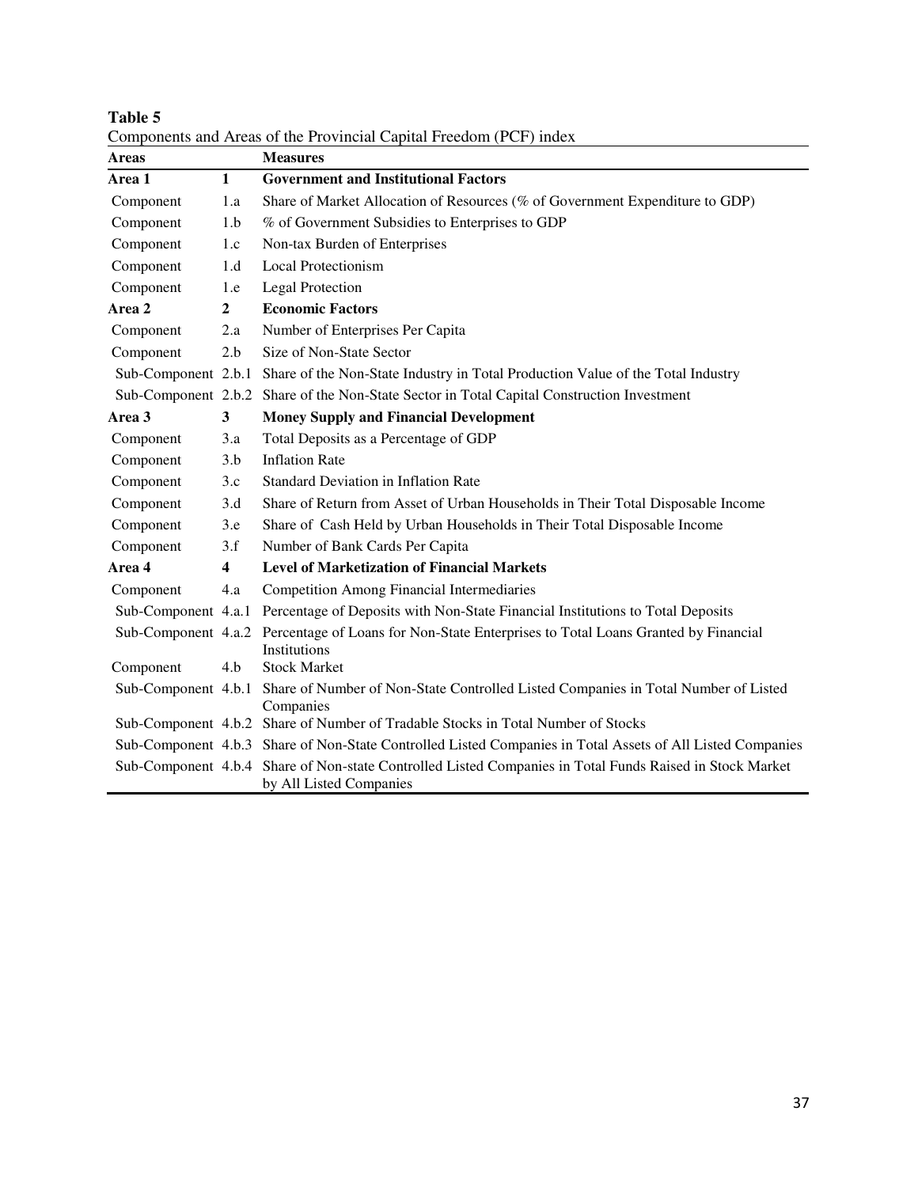**Table 5**

Components and Areas of the Provincial Capital Freedom (PCF) index

| Areas | | Measures |
|---|---|---|
| **Area 1** | **1** | **Government and Institutional Factors** |
| Component | 1.a | Share of Market Allocation of Resources (% of Government Expenditure to GDP) |
| Component | 1.b | % of Government Subsidies to Enterprises to GDP |
| Component | 1.c | Non-tax Burden of Enterprises |
| Component | 1.d | Local Protectionism |
| Component | 1.e | Legal Protection |
| **Area 2** | **2** | **Economic Factors** |
| Component | 2.a | Number of Enterprises Per Capita |
| Component | 2.b | Size of Non-State Sector |
| Sub-Component | 2.b.1 | Share of the Non-State Industry in Total Production Value of the Total Industry |
| Sub-Component | 2.b.2 | Share of the Non-State Sector in Total Capital Construction Investment |
| **Area 3** | **3** | **Money Supply and Financial Development** |
| Component | 3.a | Total Deposits as a Percentage of GDP |
| Component | 3.b | Inflation Rate |
| Component | 3.c | Standard Deviation in Inflation Rate |
| Component | 3.d | Share of Return from Asset of Urban Households in Their Total Disposable Income |
| Component | 3.e | Share of Cash Held by Urban Households in Their Total Disposable Income |
| Component | 3.f | Number of Bank Cards Per Capita |
| **Area 4** | **4** | **Level of Marketization of Financial Markets** |
| Component | 4.a | Competition Among Financial Intermediaries |
| Sub-Component | 4.a.1 | Percentage of Deposits with Non-State Financial Institutions to Total Deposits |
| Sub-Component | 4.a.2 | Percentage of Loans for Non-State Enterprises to Total Loans Granted by Financial Institutions |
| Component | 4.b | Stock Market |
| Sub-Component | 4.b.1 | Share of Number of Non-State Controlled Listed Companies in Total Number of Listed Companies |
| Sub-Component | 4.b.2 | Share of Number of Tradable Stocks in Total Number of Stocks |
| Sub-Component | 4.b.3 | Share of Non-State Controlled Listed Companies in Total Assets of All Listed Companies |
| Sub-Component | 4.b.4 | Share of Non-state Controlled Listed Companies in Total Funds Raised in Stock Market by All Listed Companies |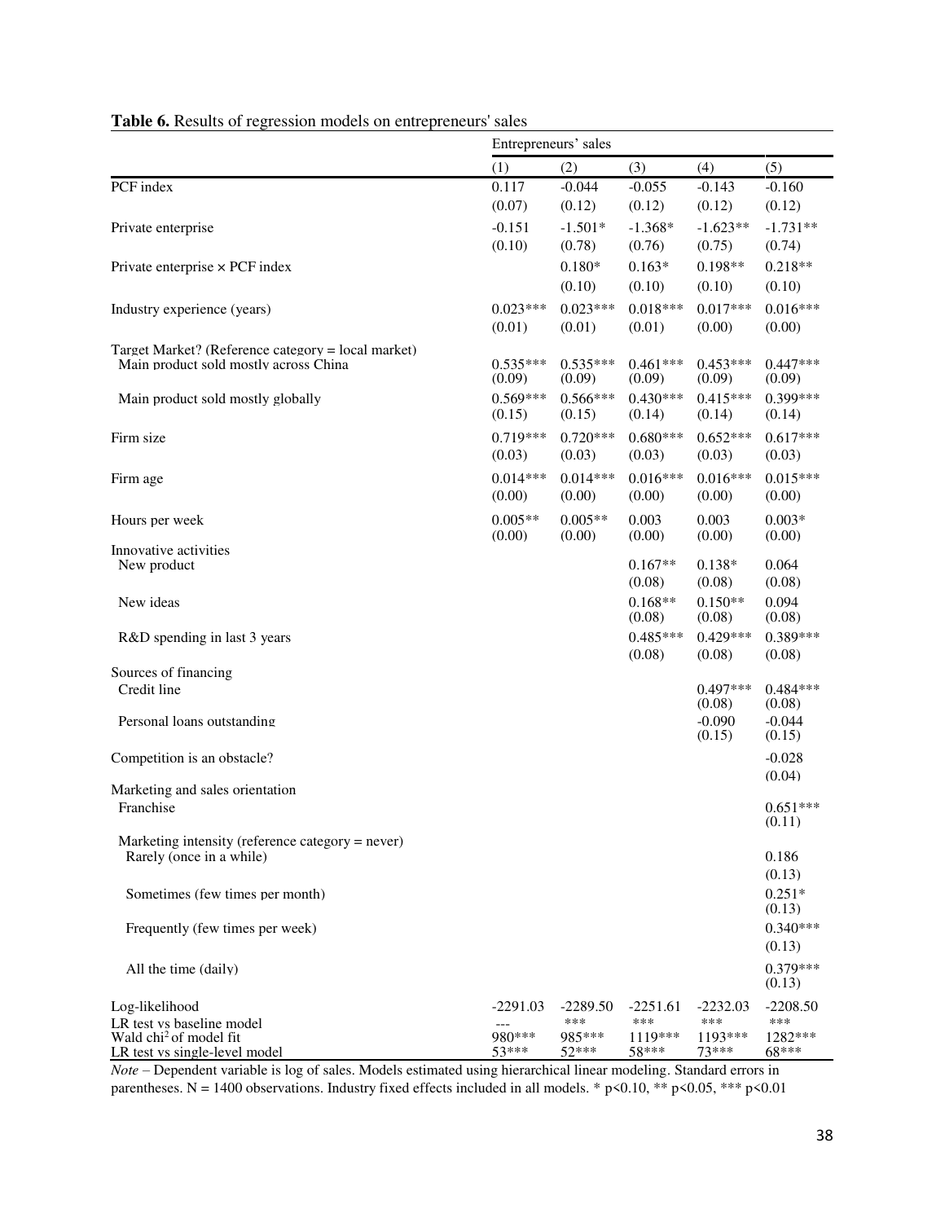**Table 6.** Results of regression models on entrepreneurs' sales

| | Entrepreneurs' sales | | | | |
|---|---|---|---|---|---|
| | (1) | (2) | (3) | (4) | (5) |
| PCF index | 0.117 | -0.044 | -0.055 | -0.143 | -0.160 |
| | (0.07) | (0.12) | (0.12) | (0.12) | (0.12) |
| Private enterprise | -0.151 | -1.501* | -1.368* | -1.623** | -1.731** |
| | (0.10) | (0.78) | (0.76) | (0.75) | (0.74) |
| Private enterprise × PCF index | | 0.180* | 0.163* | 0.198** | 0.218** |
| | | (0.10) | (0.10) | (0.10) | (0.10) |
| Industry experience (years) | 0.023*** | 0.023*** | 0.018*** | 0.017*** | 0.016*** |
| | (0.01) | (0.01) | (0.01) | (0.00) | (0.00) |
| Target Market? (Reference category = local market) | | | | | |
| Main product sold mostly across China | 0.535*** | 0.535*** | 0.461*** | 0.453*** | 0.447*** |
| | (0.09) | (0.09) | (0.09) | (0.09) | (0.09) |
| Main product sold mostly globally | 0.569*** | 0.566*** | 0.430*** | 0.415*** | 0.399*** |
| | (0.15) | (0.15) | (0.14) | (0.14) | (0.14) |
| Firm size | 0.719*** | 0.720*** | 0.680*** | 0.652*** | 0.617*** |
| | (0.03) | (0.03) | (0.03) | (0.03) | (0.03) |
| Firm age | 0.014*** | 0.014*** | 0.016*** | 0.016*** | 0.015*** |
| | (0.00) | (0.00) | (0.00) | (0.00) | (0.00) |
| Hours per week | 0.005** | 0.005** | 0.003 | 0.003 | 0.003* |
| | (0.00) | (0.00) | (0.00) | (0.00) | (0.00) |
| Innovative activities | | | | | |
| New product | | | 0.167** | 0.138* | 0.064 |
| | | | (0.08) | (0.08) | (0.08) |
| New ideas | | | 0.168** | 0.150** | 0.094 |
| | | | (0.08) | (0.08) | (0.08) |
| R&D spending in last 3 years | | | 0.485*** | 0.429*** | 0.389*** |
| | | | (0.08) | (0.08) | (0.08) |
| Sources of financing | | | | | |
| Credit line | | | | 0.497*** | 0.484*** |
| | | | | (0.08) | (0.08) |
| Personal loans outstanding | | | | -0.090 | -0.044 |
| | | | | (0.15) | (0.15) |
| Competition is an obstacle? | | | | | -0.028 |
| | | | | | (0.04) |
| Marketing and sales orientation | | | | | |
| Franchise | | | | | 0.651*** |
| | | | | | (0.11) |
| Marketing intensity (reference category = never) | | | | | |
| Rarely (once in a while) | | | | | 0.186 |
| | | | | | (0.13) |
| Sometimes (few times per month) | | | | | 0.251* |
| | | | | | (0.13) |
| Frequently (few times per week) | | | | | 0.340*** |
| | | | | | (0.13) |
| All the time (daily) | | | | | 0.379*** |
| | | | | | (0.13) |
| Log-likelihood | -2291.03 | -2289.50 | -2251.61 | -2232.03 | -2208.50 |
| LR test vs baseline model | --- | *** | *** | *** | *** |
| Wald chi$^2$ of model fit | 980*** | 985*** | 1119*** | 1193*** | 1282*** |
| LR test vs single-level model | 53*** | 52*** | 58*** | 73*** | 68*** |

*Note* – Dependent variable is log of sales. Models estimated using hierarchical linear modeling. Standard errors in parentheses. N = 1400 observations. Industry fixed effects included in all models. * p<0.10, ** p<0.05, *** p<0.01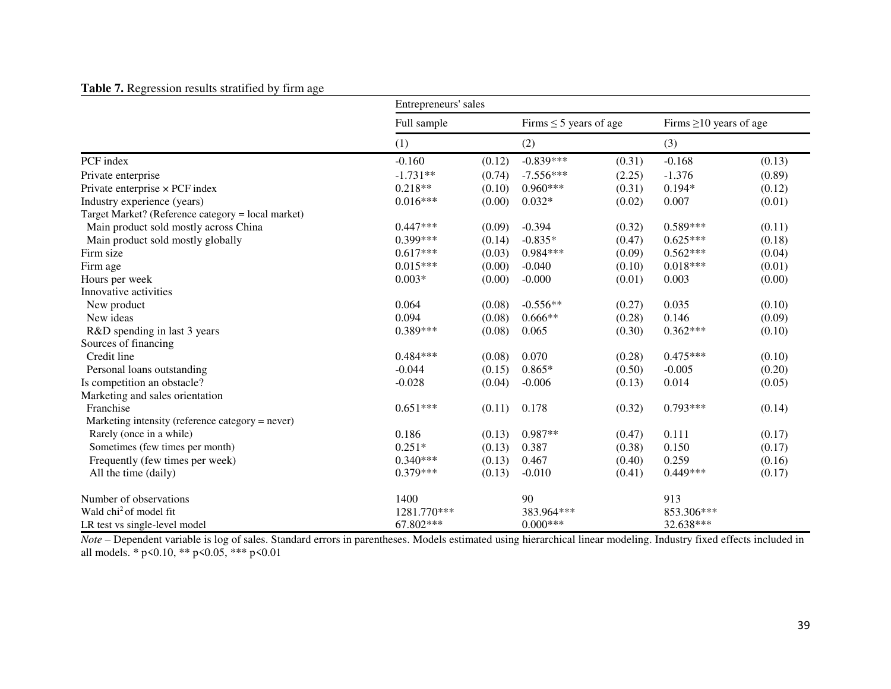**Table 7.** Regression results stratified by firm age

| | Entrepreneurs' sales | | | | | |
|---|---|---|---|---|---|---|
| | Full sample | | Firms ≤ 5 years of age | | Firms ≥10 years of age | |
| | (1) | | (2) | | (3) | |
| PCF index | -0.160 | (0.12) | -0.839*** | (0.31) | -0.168 | (0.13) |
| Private enterprise | -1.731** | (0.74) | -7.556*** | (2.25) | -1.376 | (0.89) |
| Private enterprise × PCF index | 0.218** | (0.10) | 0.960*** | (0.31) | 0.194* | (0.12) |
| Industry experience (years) | 0.016*** | (0.00) | 0.032* | (0.02) | 0.007 | (0.01) |
| Target Market? (Reference category = local market) | | | | | | |
| Main product sold mostly across China | 0.447*** | (0.09) | -0.394 | (0.32) | 0.589*** | (0.11) |
| Main product sold mostly globally | 0.399*** | (0.14) | -0.835* | (0.47) | 0.625*** | (0.18) |
| Firm size | 0.617*** | (0.03) | 0.984*** | (0.09) | 0.562*** | (0.04) |
| Firm age | 0.015*** | (0.00) | -0.040 | (0.10) | 0.018*** | (0.01) |
| Hours per week | 0.003* | (0.00) | -0.000 | (0.01) | 0.003 | (0.00) |
| Innovative activities | | | | | | |
| New product | 0.064 | (0.08) | -0.556** | (0.27) | 0.035 | (0.10) |
| New ideas | 0.094 | (0.08) | 0.666** | (0.28) | 0.146 | (0.09) |
| R&D spending in last 3 years | 0.389*** | (0.08) | 0.065 | (0.30) | 0.362*** | (0.10) |
| Sources of financing | | | | | | |
| Credit line | 0.484*** | (0.08) | 0.070 | (0.28) | 0.475*** | (0.10) |
| Personal loans outstanding | -0.044 | (0.15) | 0.865* | (0.50) | -0.005 | (0.20) |
| Is competition an obstacle? | -0.028 | (0.04) | -0.006 | (0.13) | 0.014 | (0.05) |
| Marketing and sales orientation | | | | | | |
| Franchise | 0.651*** | (0.11) | 0.178 | (0.32) | 0.793*** | (0.14) |
| Marketing intensity (reference category = never) | | | | | | |
| Rarely (once in a while) | 0.186 | (0.13) | 0.987** | (0.47) | 0.111 | (0.17) |
| Sometimes (few times per month) | 0.251* | (0.13) | 0.387 | (0.38) | 0.150 | (0.17) |
| Frequently (few times per week) | 0.340*** | (0.13) | 0.467 | (0.40) | 0.259 | (0.16) |
| All the time (daily) | 0.379*** | (0.13) | -0.010 | (0.41) | 0.449*** | (0.17) |
| Number of observations | 1400 | | 90 | | 913 | |
| Wald chi$^2$ of model fit | 1281.770*** | | 383.964*** | | 853.306*** | |
| LR test vs single-level model | 67.802*** | | 0.000*** | | 32.638*** | |

*Note* – Dependent variable is log of sales. Standard errors in parentheses. Models estimated using hierarchical linear modeling. Industry fixed effects included in all models. * p<0.10, ** p<0.05, *** p<0.01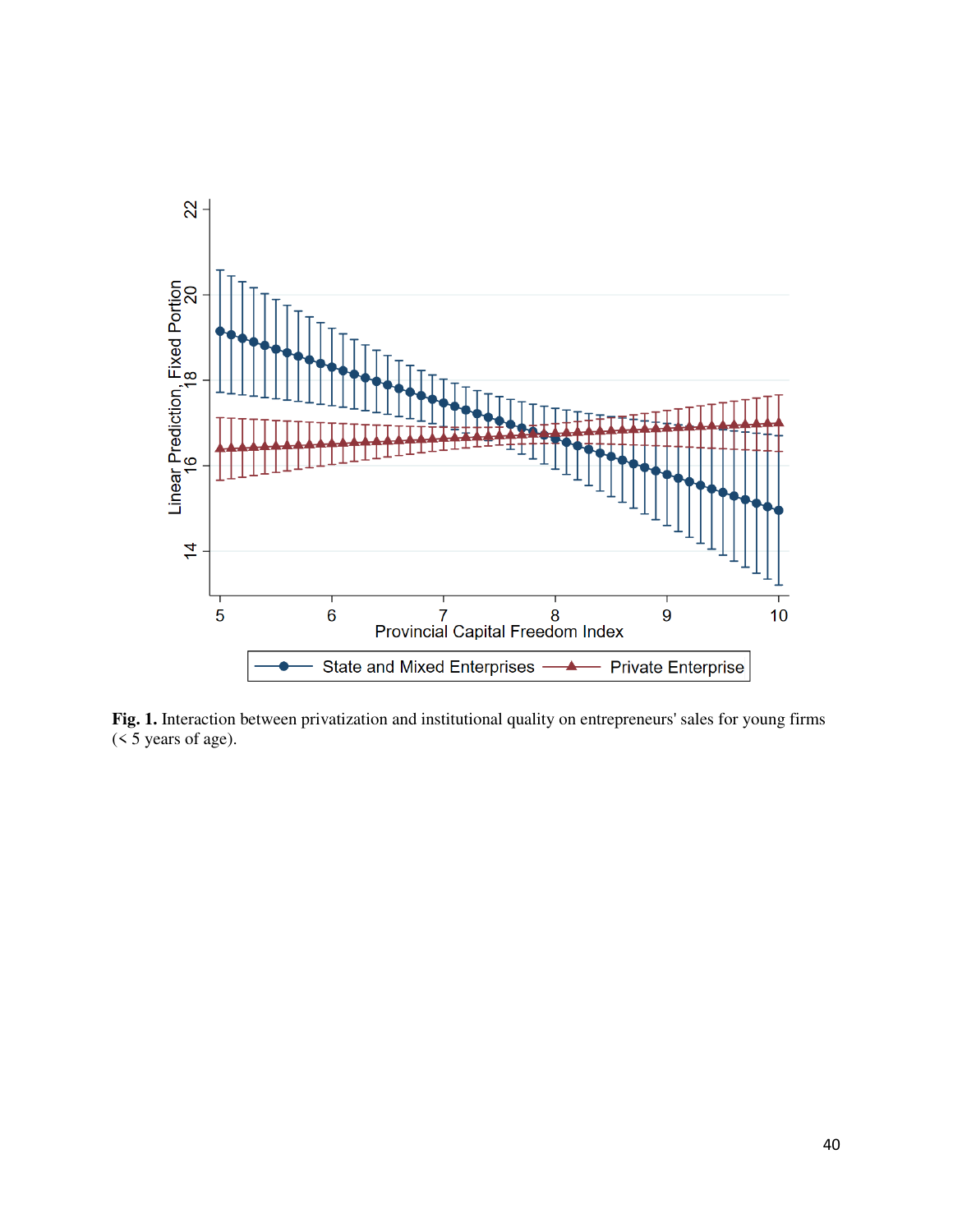Linear Prediction, Fixed Portion

22
20
18
16
14

5
6
7
8
9
10

Provincial Capital Freedom Index

State and Mixed Enterprises
Private Enterprise

**Fig. 1.** Interaction between privatization and institutional quality on entrepreneurs' sales for young firms (< 5 years of age).